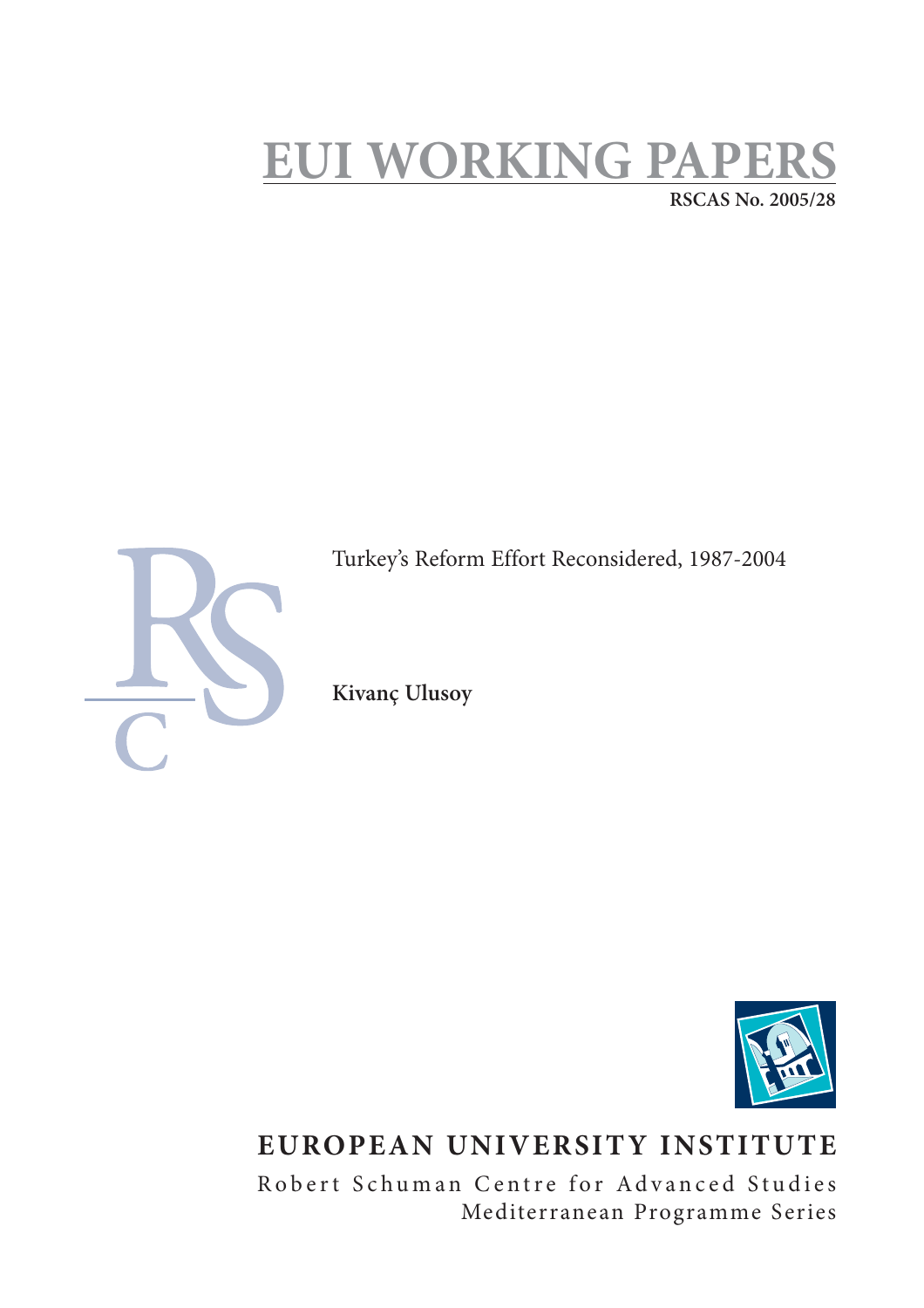# EUI WORKING PAPERS

**RSCAS No. 2005/28**

Turkey's Reform Effort Reconsidered, 1987-2004

**Kivanç Ulusoy**

# EUROPEAN UNIVERSITY INSTITUTE

Robert Schuman Centre for Advanced Studies

Mediterranean Programme Series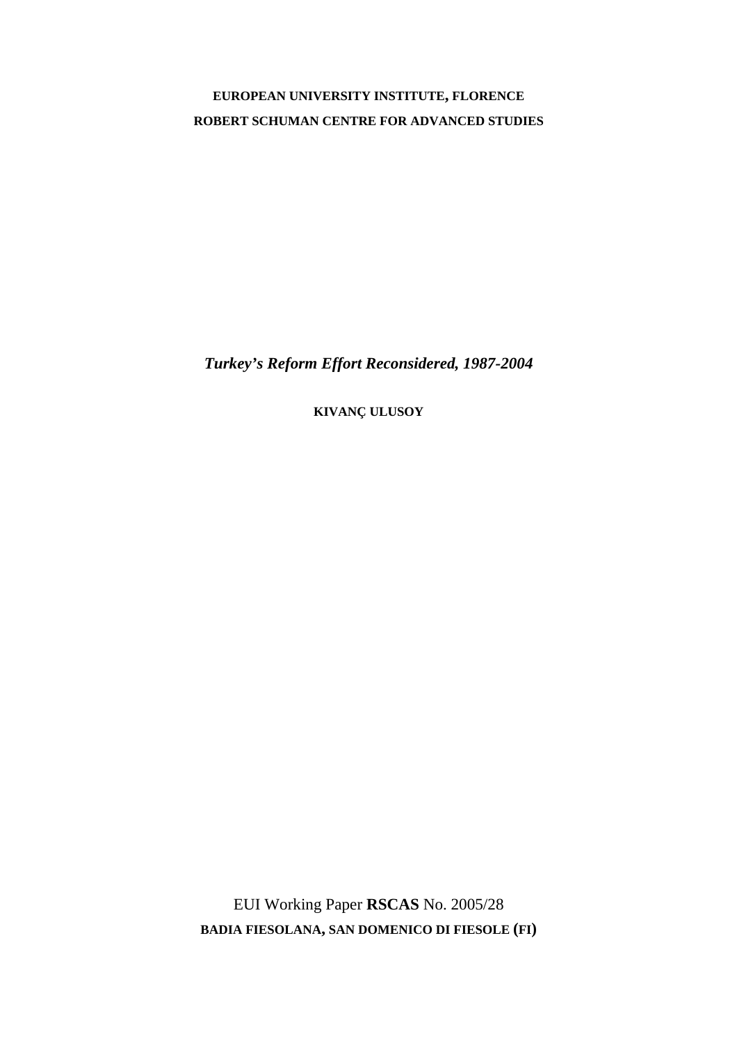**EUROPEAN UNIVERSITY INSTITUTE, FLORENCE**

**ROBERT SCHUMAN CENTRE FOR ADVANCED STUDIES**

# *Turkey's Reform Effort Reconsidered, 1987-2004*

**KIVANÇ ULUSOY**

EUI Working Paper **RSCAS** No. 2005/28

**BADIA FIESOLANA, SAN DOMENICO DI FIESOLE (FI)**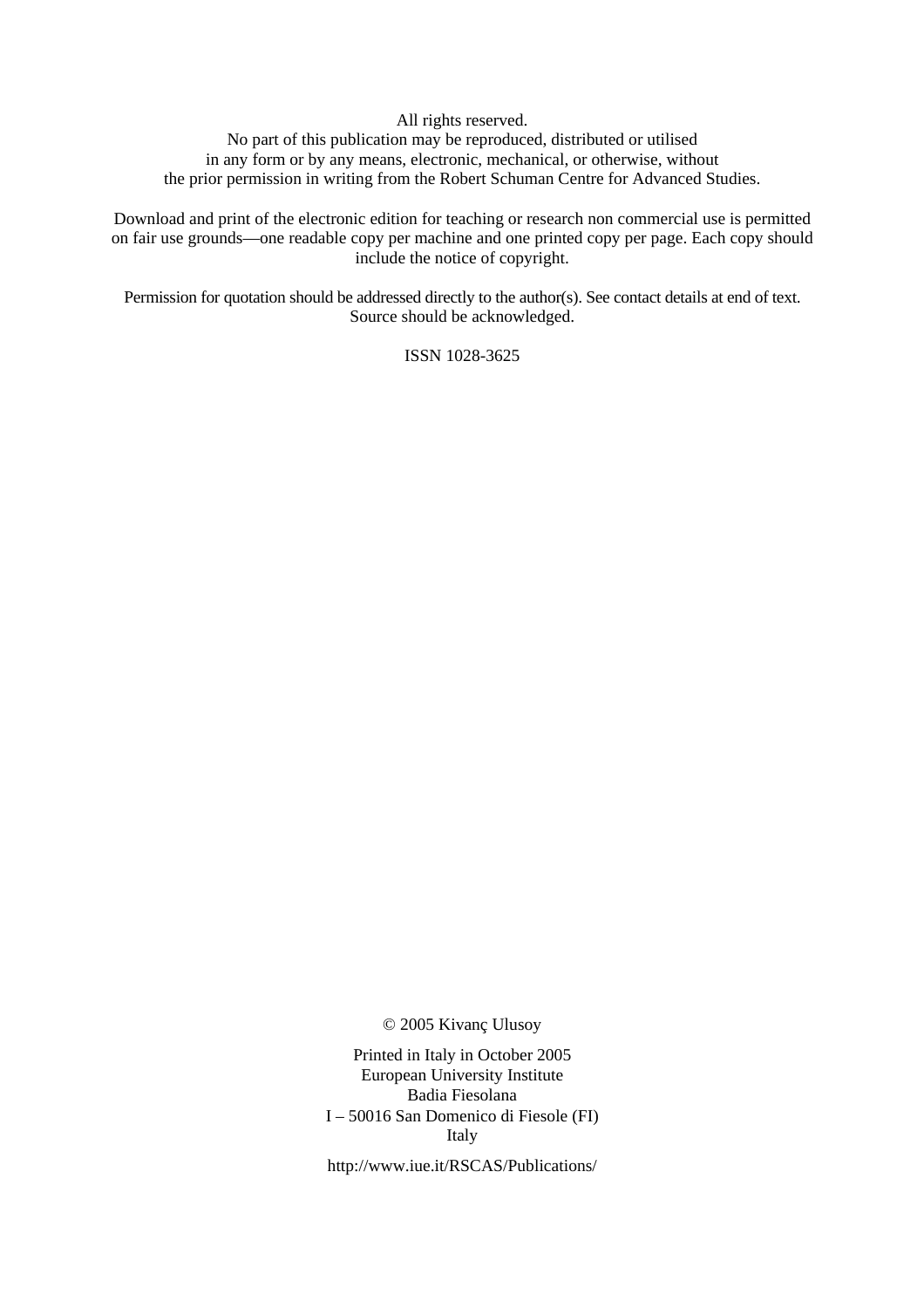All rights reserved.
No part of this publication may be reproduced, distributed or utilised
in any form or by any means, electronic, mechanical, or otherwise, without
the prior permission in writing from the Robert Schuman Centre for Advanced Studies.

Download and print of the electronic edition for teaching or research non commercial use is permitted on fair use grounds—one readable copy per machine and one printed copy per page. Each copy should include the notice of copyright.

Permission for quotation should be addressed directly to the author(s). See contact details at end of text. Source should be acknowledged.

ISSN 1028-3625

© 2005 Kivanç Ulusoy

Printed in Italy in October 2005
European University Institute
Badia Fiesolana
I – 50016 San Domenico di Fiesole (FI)
Italy

http://www.iue.it/RSCAS/Publications/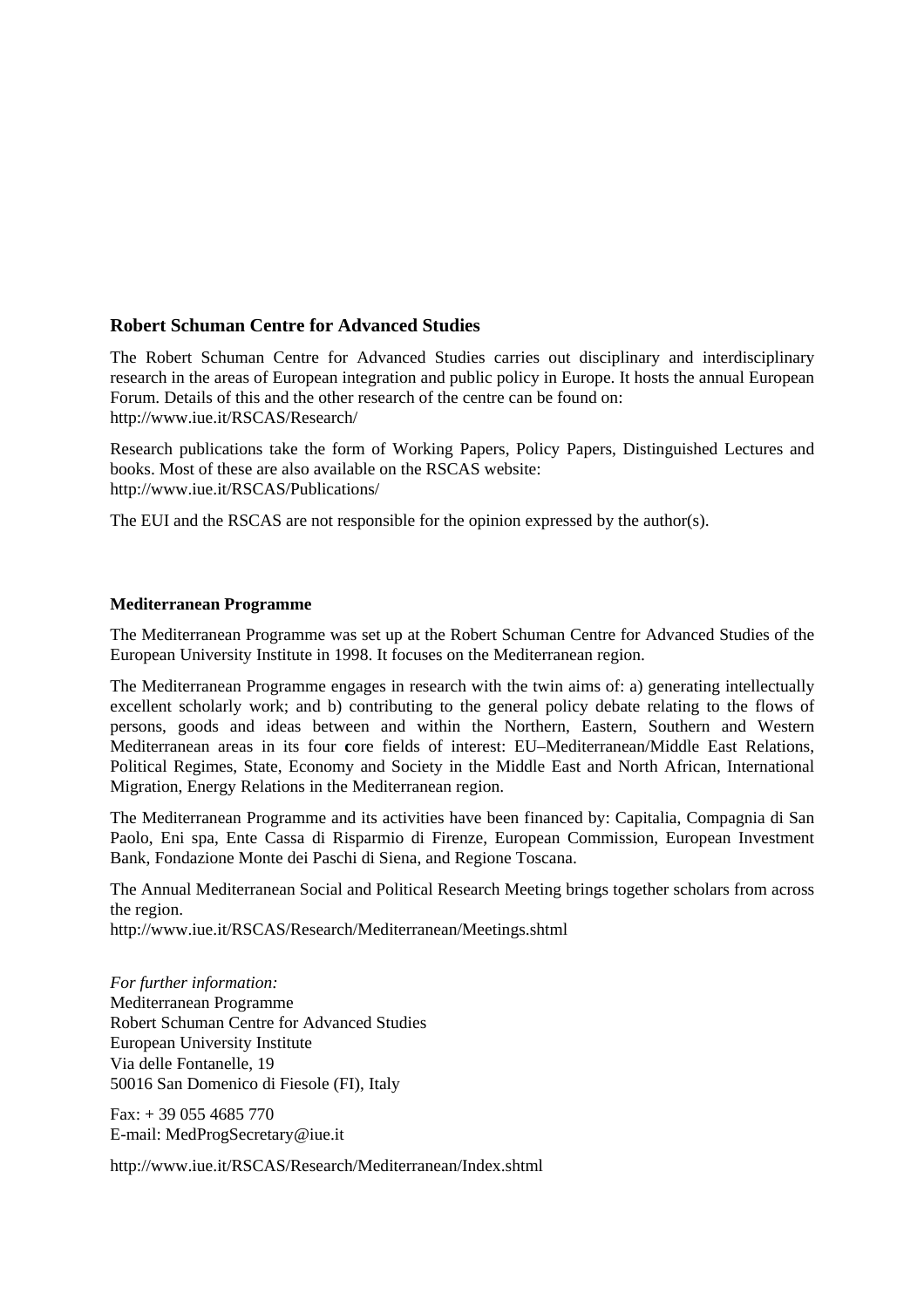### Robert Schuman Centre for Advanced Studies

The Robert Schuman Centre for Advanced Studies carries out disciplinary and interdisciplinary research in the areas of European integration and public policy in Europe. It hosts the annual European Forum. Details of this and the other research of the centre can be found on:
http://www.iue.it/RSCAS/Research/

Research publications take the form of Working Papers, Policy Papers, Distinguished Lectures and books. Most of these are also available on the RSCAS website:
http://www.iue.it/RSCAS/Publications/

The EUI and the RSCAS are not responsible for the opinion expressed by the author(s).

#### Mediterranean Programme

The Mediterranean Programme was set up at the Robert Schuman Centre for Advanced Studies of the European University Institute in 1998. It focuses on the Mediterranean region.

The Mediterranean Programme engages in research with the twin aims of: a) generating intellectually excellent scholarly work; and b) contributing to the general policy debate relating to the flows of persons, goods and ideas between and within the Northern, Eastern, Southern and Western Mediterranean areas in its four **c**ore fields of interest: EU–Mediterranean/Middle East Relations, Political Regimes, State, Economy and Society in the Middle East and North African, International Migration, Energy Relations in the Mediterranean region.

The Mediterranean Programme and its activities have been financed by: Capitalia, Compagnia di San Paolo, Eni spa, Ente Cassa di Risparmio di Firenze, European Commission, European Investment Bank, Fondazione Monte dei Paschi di Siena, and Regione Toscana.

The Annual Mediterranean Social and Political Research Meeting brings together scholars from across the region.
http://www.iue.it/RSCAS/Research/Mediterranean/Meetings.shtml

*For further information:*
Mediterranean Programme
Robert Schuman Centre for Advanced Studies
European University Institute
Via delle Fontanelle, 19
50016 San Domenico di Fiesole (FI), Italy

Fax: + 39 055 4685 770
E-mail: MedProgSecretary@iue.it

http://www.iue.it/RSCAS/Research/Mediterranean/Index.shtml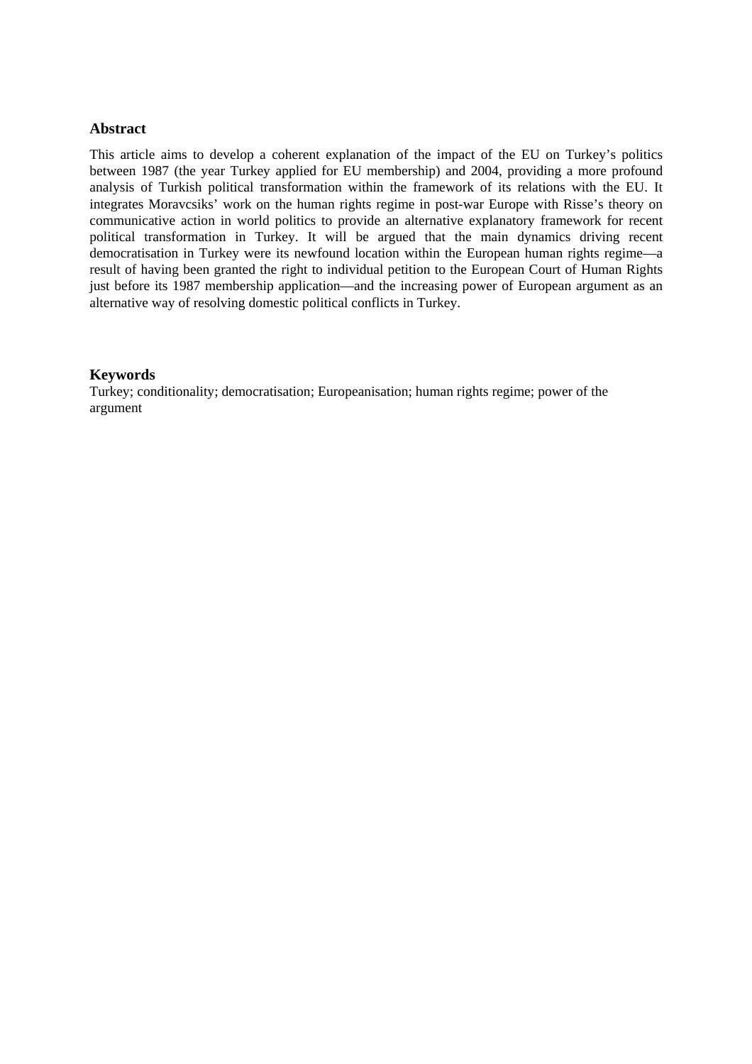## Abstract

This article aims to develop a coherent explanation of the impact of the EU on Turkey's politics between 1987 (the year Turkey applied for EU membership) and 2004, providing a more profound analysis of Turkish political transformation within the framework of its relations with the EU. It integrates Moravcsiks' work on the human rights regime in post-war Europe with Risse's theory on communicative action in world politics to provide an alternative explanatory framework for recent political transformation in Turkey. It will be argued that the main dynamics driving recent democratisation in Turkey were its newfound location within the European human rights regime—a result of having been granted the right to individual petition to the European Court of Human Rights just before its 1987 membership application—and the increasing power of European argument as an alternative way of resolving domestic political conflicts in Turkey.

## Keywords

Turkey; conditionality; democratisation; Europeanisation; human rights regime; power of the argument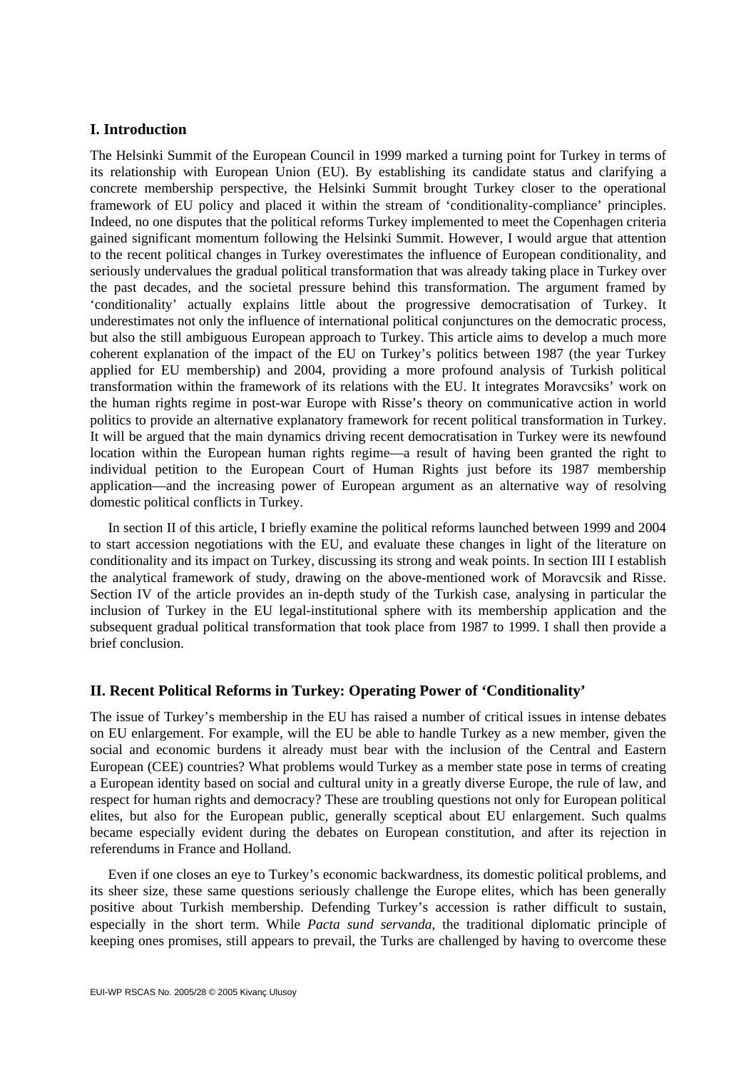## I. Introduction

The Helsinki Summit of the European Council in 1999 marked a turning point for Turkey in terms of its relationship with European Union (EU). By establishing its candidate status and clarifying a concrete membership perspective, the Helsinki Summit brought Turkey closer to the operational framework of EU policy and placed it within the stream of 'conditionality-compliance' principles. Indeed, no one disputes that the political reforms Turkey implemented to meet the Copenhagen criteria gained significant momentum following the Helsinki Summit. However, I would argue that attention to the recent political changes in Turkey overestimates the influence of European conditionality, and seriously undervalues the gradual political transformation that was already taking place in Turkey over the past decades, and the societal pressure behind this transformation. The argument framed by 'conditionality' actually explains little about the progressive democratisation of Turkey. It underestimates not only the influence of international political conjunctures on the democratic process, but also the still ambiguous European approach to Turkey. This article aims to develop a much more coherent explanation of the impact of the EU on Turkey's politics between 1987 (the year Turkey applied for EU membership) and 2004, providing a more profound analysis of Turkish political transformation within the framework of its relations with the EU. It integrates Moravcsiks' work on the human rights regime in post-war Europe with Risse's theory on communicative action in world politics to provide an alternative explanatory framework for recent political transformation in Turkey. It will be argued that the main dynamics driving recent democratisation in Turkey were its newfound location within the European human rights regime—a result of having been granted the right to individual petition to the European Court of Human Rights just before its 1987 membership application—and the increasing power of European argument as an alternative way of resolving domestic political conflicts in Turkey.

In section II of this article, I briefly examine the political reforms launched between 1999 and 2004 to start accession negotiations with the EU, and evaluate these changes in light of the literature on conditionality and its impact on Turkey, discussing its strong and weak points. In section III I establish the analytical framework of study, drawing on the above-mentioned work of Moravcsik and Risse. Section IV of the article provides an in-depth study of the Turkish case, analysing in particular the inclusion of Turkey in the EU legal-institutional sphere with its membership application and the subsequent gradual political transformation that took place from 1987 to 1999. I shall then provide a brief conclusion.

## II. Recent Political Reforms in Turkey: Operating Power of 'Conditionality'

The issue of Turkey's membership in the EU has raised a number of critical issues in intense debates on EU enlargement. For example, will the EU be able to handle Turkey as a new member, given the social and economic burdens it already must bear with the inclusion of the Central and Eastern European (CEE) countries? What problems would Turkey as a member state pose in terms of creating a European identity based on social and cultural unity in a greatly diverse Europe, the rule of law, and respect for human rights and democracy? These are troubling questions not only for European political elites, but also for the European public, generally sceptical about EU enlargement. Such qualms became especially evident during the debates on European constitution, and after its rejection in referendums in France and Holland.

Even if one closes an eye to Turkey's economic backwardness, its domestic political problems, and its sheer size, these same questions seriously challenge the Europe elites, which has been generally positive about Turkish membership. Defending Turkey's accession is rather difficult to sustain, especially in the short term. While *Pacta sund servanda,* the traditional diplomatic principle of keeping ones promises, still appears to prevail, the Turks are challenged by having to overcome these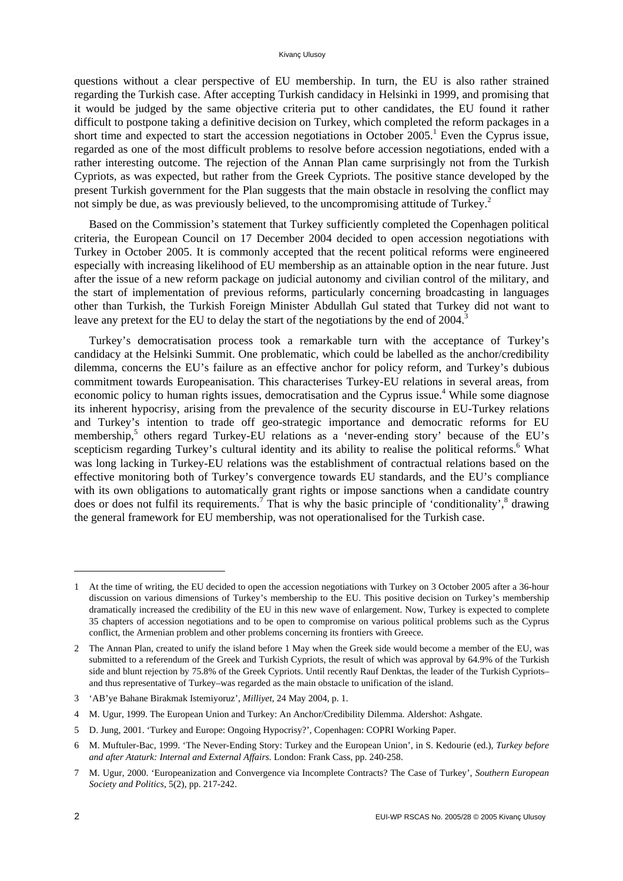questions without a clear perspective of EU membership. In turn, the EU is also rather strained regarding the Turkish case. After accepting Turkish candidacy in Helsinki in 1999, and promising that it would be judged by the same objective criteria put to other candidates, the EU found it rather difficult to postpone taking a definitive decision on Turkey, which completed the reform packages in a short time and expected to start the accession negotiations in October 2005.[1] Even the Cyprus issue, regarded as one of the most difficult problems to resolve before accession negotiations, ended with a rather interesting outcome. The rejection of the Annan Plan came surprisingly not from the Turkish Cypriots, as was expected, but rather from the Greek Cypriots. The positive stance developed by the present Turkish government for the Plan suggests that the main obstacle in resolving the conflict may not simply be due, as was previously believed, to the uncompromising attitude of Turkey.[2]

Based on the Commission's statement that Turkey sufficiently completed the Copenhagen political criteria, the European Council on 17 December 2004 decided to open accession negotiations with Turkey in October 2005. It is commonly accepted that the recent political reforms were engineered especially with increasing likelihood of EU membership as an attainable option in the near future. Just after the issue of a new reform package on judicial autonomy and civilian control of the military, and the start of implementation of previous reforms, particularly concerning broadcasting in languages other than Turkish, the Turkish Foreign Minister Abdullah Gul stated that Turkey did not want to leave any pretext for the EU to delay the start of the negotiations by the end of 2004.[3]

Turkey's democratisation process took a remarkable turn with the acceptance of Turkey's candidacy at the Helsinki Summit. One problematic, which could be labelled as the anchor/credibility dilemma, concerns the EU's failure as an effective anchor for policy reform, and Turkey's dubious commitment towards Europeanisation. This characterises Turkey-EU relations in several areas, from economic policy to human rights issues, democratisation and the Cyprus issue.[4] While some diagnose its inherent hypocrisy, arising from the prevalence of the security discourse in EU-Turkey relations and Turkey's intention to trade off geo-strategic importance and democratic reforms for EU membership,[5] others regard Turkey-EU relations as a 'never-ending story' because of the EU's scepticism regarding Turkey's cultural identity and its ability to realise the political reforms.[6] What was long lacking in Turkey-EU relations was the establishment of contractual relations based on the effective monitoring both of Turkey's convergence towards EU standards, and the EU's compliance with its own obligations to automatically grant rights or impose sanctions when a candidate country does or does not fulfil its requirements.[7] That is why the basic principle of 'conditionality',[8] drawing the general framework for EU membership, was not operationalised for the Turkish case.

---

1 At the time of writing, the EU decided to open the accession negotiations with Turkey on 3 October 2005 after a 36-hour discussion on various dimensions of Turkey's membership to the EU. This positive decision on Turkey's membership dramatically increased the credibility of the EU in this new wave of enlargement. Now, Turkey is expected to complete 35 chapters of accession negotiations and to be open to compromise on various political problems such as the Cyprus conflict, the Armenian problem and other problems concerning its frontiers with Greece.

2 The Annan Plan, created to unify the island before 1 May when the Greek side would become a member of the EU, was submitted to a referendum of the Greek and Turkish Cypriots, the result of which was approval by 64.9% of the Turkish side and blunt rejection by 75.8% of the Greek Cypriots. Until recently Rauf Denktas, the leader of the Turkish Cypriots–and thus representative of Turkey–was regarded as the main obstacle to unification of the island.

3 'AB'ye Bahane Birakmak Istemiyoruz', *Milliyet*, 24 May 2004, p. 1.

4 M. Ugur, 1999. The European Union and Turkey: An Anchor/Credibility Dilemma. Aldershot: Ashgate.

5 D. Jung, 2001. 'Turkey and Europe: Ongoing Hypocrisy?', Copenhagen: COPRI Working Paper.

6 M. Muftuler-Bac, 1999. 'The Never-Ending Story: Turkey and the European Union', in S. Kedourie (ed.), *Turkey before and after Ataturk: Internal and External Affairs.* London: Frank Cass, pp. 240-258.

7 M. Ugur, 2000. 'Europeanization and Convergence via Incomplete Contracts? The Case of Turkey', *Southern European Society and Politics*, 5(2), pp. 217-242.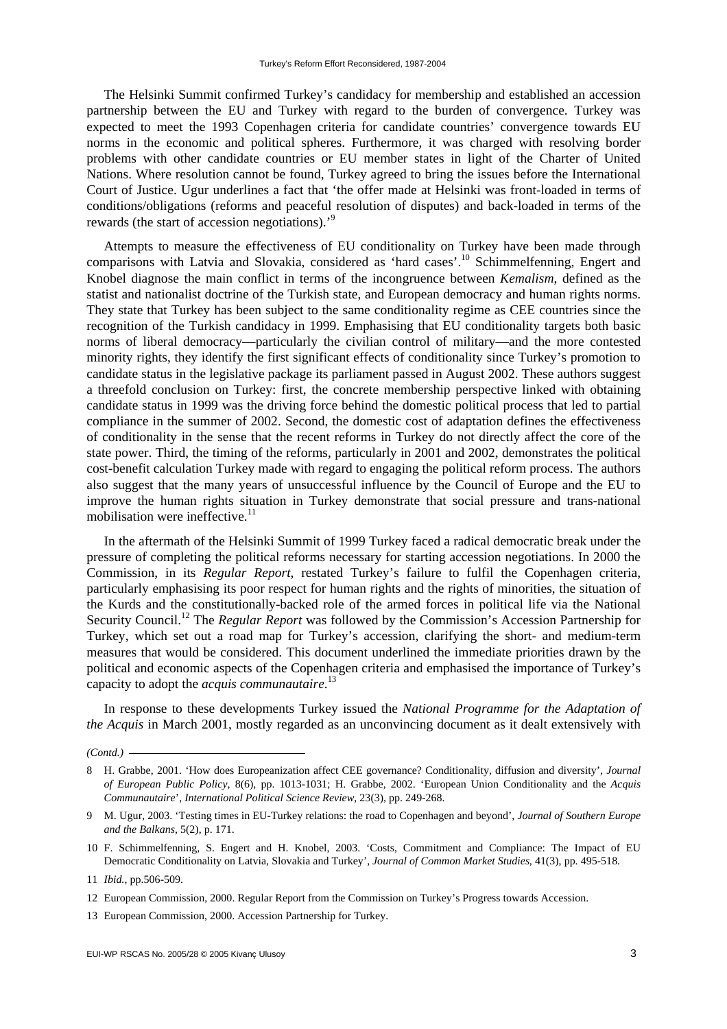The Helsinki Summit confirmed Turkey's candidacy for membership and established an accession partnership between the EU and Turkey with regard to the burden of convergence. Turkey was expected to meet the 1993 Copenhagen criteria for candidate countries' convergence towards EU norms in the economic and political spheres. Furthermore, it was charged with resolving border problems with other candidate countries or EU member states in light of the Charter of United Nations. Where resolution cannot be found, Turkey agreed to bring the issues before the International Court of Justice. Ugur underlines a fact that 'the offer made at Helsinki was front-loaded in terms of conditions/obligations (reforms and peaceful resolution of disputes) and back-loaded in terms of the rewards (the start of accession negotiations).'[9]

Attempts to measure the effectiveness of EU conditionality on Turkey have been made through comparisons with Latvia and Slovakia, considered as 'hard cases'.[10] Schimmelfenning, Engert and Knobel diagnose the main conflict in terms of the incongruence between *Kemalism*, defined as the statist and nationalist doctrine of the Turkish state, and European democracy and human rights norms. They state that Turkey has been subject to the same conditionality regime as CEE countries since the recognition of the Turkish candidacy in 1999. Emphasising that EU conditionality targets both basic norms of liberal democracy—particularly the civilian control of military—and the more contested minority rights, they identify the first significant effects of conditionality since Turkey's promotion to candidate status in the legislative package its parliament passed in August 2002. These authors suggest a threefold conclusion on Turkey: first, the concrete membership perspective linked with obtaining candidate status in 1999 was the driving force behind the domestic political process that led to partial compliance in the summer of 2002. Second, the domestic cost of adaptation defines the effectiveness of conditionality in the sense that the recent reforms in Turkey do not directly affect the core of the state power. Third, the timing of the reforms, particularly in 2001 and 2002, demonstrates the political cost-benefit calculation Turkey made with regard to engaging the political reform process. The authors also suggest that the many years of unsuccessful influence by the Council of Europe and the EU to improve the human rights situation in Turkey demonstrate that social pressure and trans-national mobilisation were ineffective.[11]

In the aftermath of the Helsinki Summit of 1999 Turkey faced a radical democratic break under the pressure of completing the political reforms necessary for starting accession negotiations. In 2000 the Commission, in its *Regular Report*, restated Turkey's failure to fulfil the Copenhagen criteria, particularly emphasising its poor respect for human rights and the rights of minorities, the situation of the Kurds and the constitutionally-backed role of the armed forces in political life via the National Security Council.[12] The *Regular Report* was followed by the Commission's Accession Partnership for Turkey, which set out a road map for Turkey's accession, clarifying the short- and medium-term measures that would be considered. This document underlined the immediate priorities drawn by the political and economic aspects of the Copenhagen criteria and emphasised the importance of Turkey's capacity to adopt the *acquis communautaire*.[13]

In response to these developments Turkey issued the *National Programme for the Adaptation of the Acquis* in March 2001, mostly regarded as an unconvincing document as it dealt extensively with

*(Contd.)*

8 H. Grabbe, 2001. 'How does Europeanization affect CEE governance? Conditionality, diffusion and diversity', *Journal of European Public Policy*, 8(6), pp. 1013-1031; H. Grabbe, 2002. 'European Union Conditionality and the *Acquis Communautaire*', *International Political Science Review*, 23(3), pp. 249-268.

9 M. Ugur, 2003. 'Testing times in EU-Turkey relations: the road to Copenhagen and beyond', *Journal of Southern Europe and the Balkans*, 5(2), p. 171.

10 F. Schimmelfenning, S. Engert and H. Knobel, 2003. 'Costs, Commitment and Compliance: The Impact of EU Democratic Conditionality on Latvia, Slovakia and Turkey', *Journal of Common Market Studies*, 41(3), pp. 495-518.

11 *Ibid.*, pp.506-509.

12 European Commission, 2000. Regular Report from the Commission on Turkey's Progress towards Accession.

13 European Commission, 2000. Accession Partnership for Turkey.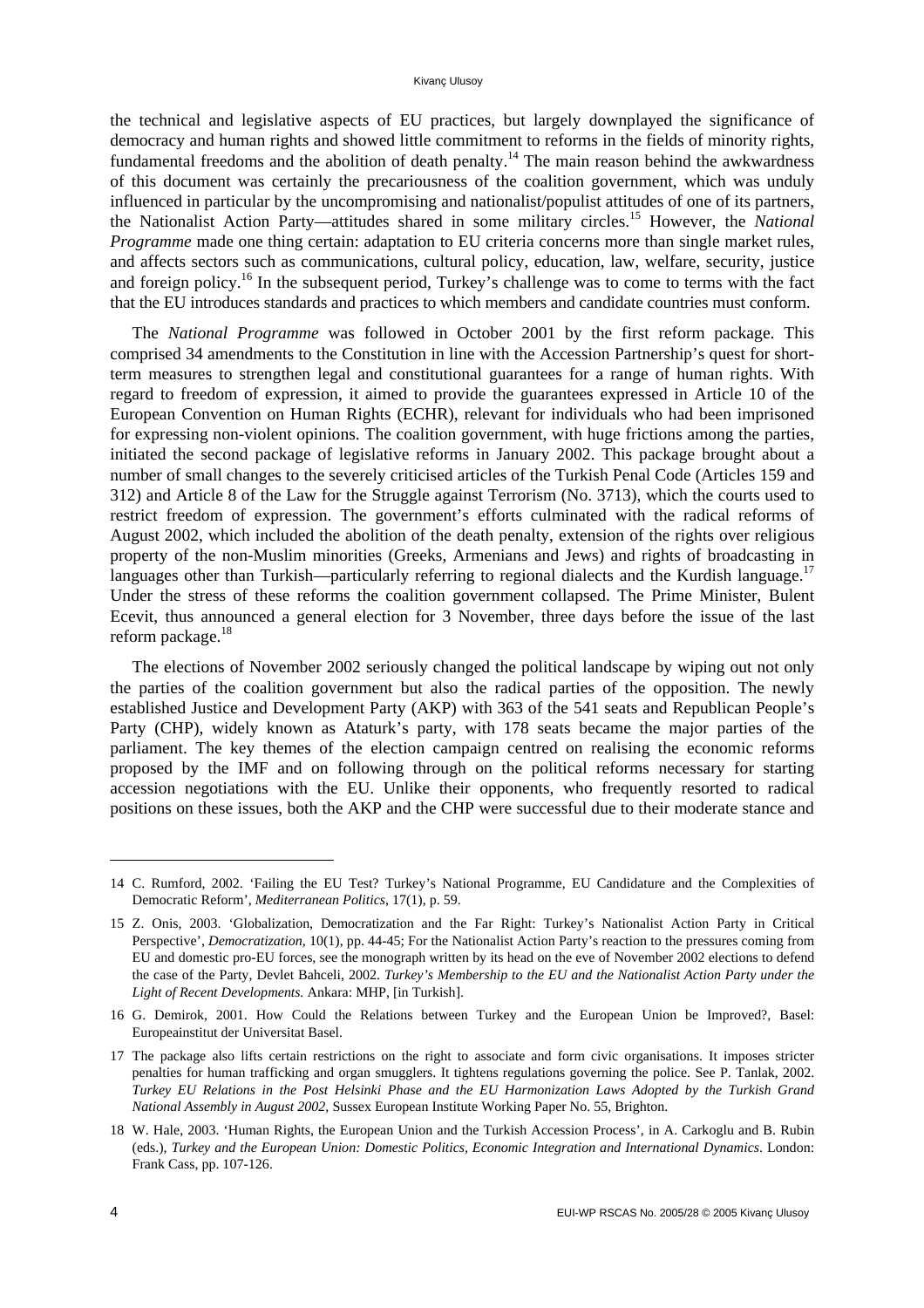the technical and legislative aspects of EU practices, but largely downplayed the significance of democracy and human rights and showed little commitment to reforms in the fields of minority rights, fundamental freedoms and the abolition of death penalty.[14] The main reason behind the awkwardness of this document was certainly the precariousness of the coalition government, which was unduly influenced in particular by the uncompromising and nationalist/populist attitudes of one of its partners, the Nationalist Action Party—attitudes shared in some military circles.[15] However, the *National Programme* made one thing certain: adaptation to EU criteria concerns more than single market rules, and affects sectors such as communications, cultural policy, education, law, welfare, security, justice and foreign policy.[16] In the subsequent period, Turkey's challenge was to come to terms with the fact that the EU introduces standards and practices to which members and candidate countries must conform.

The *National Programme* was followed in October 2001 by the first reform package. This comprised 34 amendments to the Constitution in line with the Accession Partnership's quest for short-term measures to strengthen legal and constitutional guarantees for a range of human rights. With regard to freedom of expression, it aimed to provide the guarantees expressed in Article 10 of the European Convention on Human Rights (ECHR), relevant for individuals who had been imprisoned for expressing non-violent opinions. The coalition government, with huge frictions among the parties, initiated the second package of legislative reforms in January 2002. This package brought about a number of small changes to the severely criticised articles of the Turkish Penal Code (Articles 159 and 312) and Article 8 of the Law for the Struggle against Terrorism (No. 3713), which the courts used to restrict freedom of expression. The government's efforts culminated with the radical reforms of August 2002, which included the abolition of the death penalty, extension of the rights over religious property of the non-Muslim minorities (Greeks, Armenians and Jews) and rights of broadcasting in languages other than Turkish—particularly referring to regional dialects and the Kurdish language.[17] Under the stress of these reforms the coalition government collapsed. The Prime Minister, Bulent Ecevit, thus announced a general election for 3 November, three days before the issue of the last reform package.[18]

The elections of November 2002 seriously changed the political landscape by wiping out not only the parties of the coalition government but also the radical parties of the opposition. The newly established Justice and Development Party (AKP) with 363 of the 541 seats and Republican People's Party (CHP), widely known as Ataturk's party, with 178 seats became the major parties of the parliament. The key themes of the election campaign centred on realising the economic reforms proposed by the IMF and on following through on the political reforms necessary for starting accession negotiations with the EU. Unlike their opponents, who frequently resorted to radical positions on these issues, both the AKP and the CHP were successful due to their moderate stance and

---

14 C. Rumford, 2002. 'Failing the EU Test? Turkey's National Programme, EU Candidature and the Complexities of Democratic Reform', *Mediterranean Politics*, 17(1), p. 59.

15 Z. Onis, 2003. 'Globalization, Democratization and the Far Right: Turkey's Nationalist Action Party in Critical Perspective', *Democratization*, 10(1), pp. 44-45; For the Nationalist Action Party's reaction to the pressures coming from EU and domestic pro-EU forces, see the monograph written by its head on the eve of November 2002 elections to defend the case of the Party, Devlet Bahceli, 2002. *Turkey's Membership to the EU and the Nationalist Action Party under the Light of Recent Developments*. Ankara: MHP, [in Turkish].

16 G. Demirok, 2001. How Could the Relations between Turkey and the European Union be Improved?, Basel: Europeainstitut der Universitat Basel.

17 The package also lifts certain restrictions on the right to associate and form civic organisations. It imposes stricter penalties for human trafficking and organ smugglers. It tightens regulations governing the police. See P. Tanlak, 2002. *Turkey EU Relations in the Post Helsinki Phase and the EU Harmonization Laws Adopted by the Turkish Grand National Assembly in August 2002*, Sussex European Institute Working Paper No. 55, Brighton.

18 W. Hale, 2003. 'Human Rights, the European Union and the Turkish Accession Process', in A. Carkoglu and B. Rubin (eds.), *Turkey and the European Union: Domestic Politics, Economic Integration and International Dynamics*. London: Frank Cass, pp. 107-126.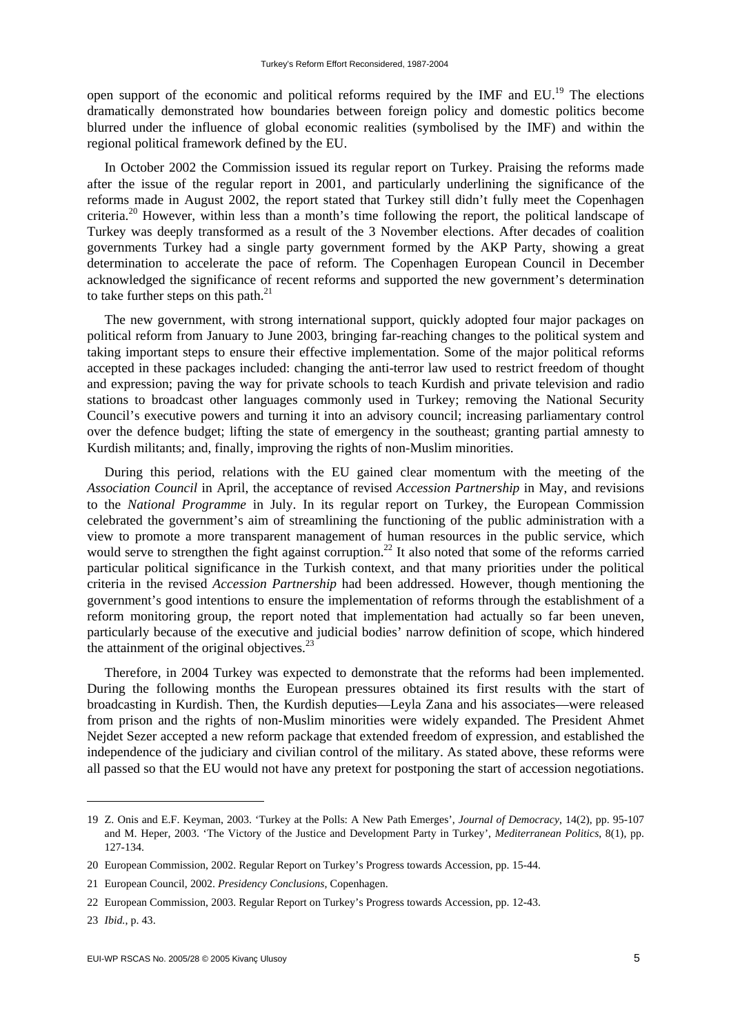open support of the economic and political reforms required by the IMF and EU.[19] The elections dramatically demonstrated how boundaries between foreign policy and domestic politics become blurred under the influence of global economic realities (symbolised by the IMF) and within the regional political framework defined by the EU.

In October 2002 the Commission issued its regular report on Turkey. Praising the reforms made after the issue of the regular report in 2001, and particularly underlining the significance of the reforms made in August 2002, the report stated that Turkey still didn't fully meet the Copenhagen criteria.[20] However, within less than a month's time following the report, the political landscape of Turkey was deeply transformed as a result of the 3 November elections. After decades of coalition governments Turkey had a single party government formed by the AKP Party, showing a great determination to accelerate the pace of reform. The Copenhagen European Council in December acknowledged the significance of recent reforms and supported the new government's determination to take further steps on this path.[21]

The new government, with strong international support, quickly adopted four major packages on political reform from January to June 2003, bringing far-reaching changes to the political system and taking important steps to ensure their effective implementation. Some of the major political reforms accepted in these packages included: changing the anti-terror law used to restrict freedom of thought and expression; paving the way for private schools to teach Kurdish and private television and radio stations to broadcast other languages commonly used in Turkey; removing the National Security Council's executive powers and turning it into an advisory council; increasing parliamentary control over the defence budget; lifting the state of emergency in the southeast; granting partial amnesty to Kurdish militants; and, finally, improving the rights of non-Muslim minorities.

During this period, relations with the EU gained clear momentum with the meeting of the *Association Council* in April, the acceptance of revised *Accession Partnership* in May, and revisions to the *National Programme* in July. In its regular report on Turkey, the European Commission celebrated the government's aim of streamlining the functioning of the public administration with a view to promote a more transparent management of human resources in the public service, which would serve to strengthen the fight against corruption.[22] It also noted that some of the reforms carried particular political significance in the Turkish context, and that many priorities under the political criteria in the revised *Accession Partnership* had been addressed. However, though mentioning the government's good intentions to ensure the implementation of reforms through the establishment of a reform monitoring group, the report noted that implementation had actually so far been uneven, particularly because of the executive and judicial bodies' narrow definition of scope, which hindered the attainment of the original objectives.[23]

Therefore, in 2004 Turkey was expected to demonstrate that the reforms had been implemented. During the following months the European pressures obtained its first results with the start of broadcasting in Kurdish. Then, the Kurdish deputies—Leyla Zana and his associates—were released from prison and the rights of non-Muslim minorities were widely expanded. The President Ahmet Nejdet Sezer accepted a new reform package that extended freedom of expression, and established the independence of the judiciary and civilian control of the military. As stated above, these reforms were all passed so that the EU would not have any pretext for postponing the start of accession negotiations.

---

19 Z. Onis and E.F. Keyman, 2003. 'Turkey at the Polls: A New Path Emerges', *Journal of Democracy*, 14(2), pp. 95-107 and M. Heper, 2003. 'The Victory of the Justice and Development Party in Turkey', *Mediterranean Politics*, 8(1), pp. 127-134.

20 European Commission, 2002. Regular Report on Turkey's Progress towards Accession, pp. 15-44.

21 European Council, 2002. *Presidency Conclusions*, Copenhagen.

22 European Commission, 2003. Regular Report on Turkey's Progress towards Accession, pp. 12-43.

23 *Ibid.*, p. 43.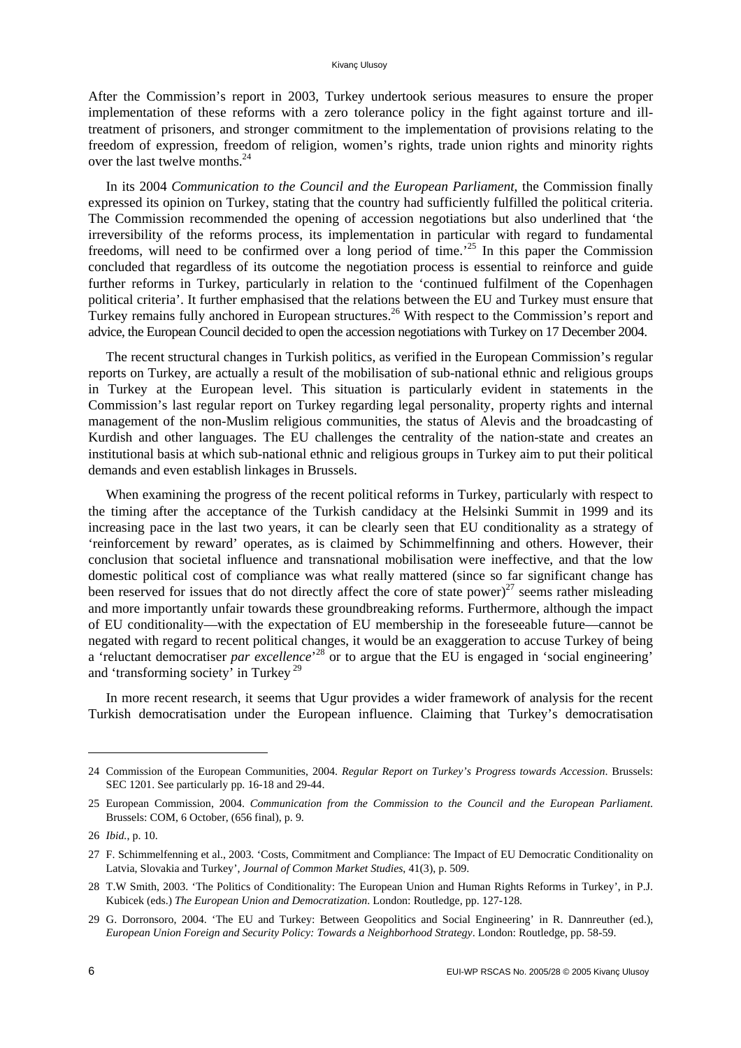After the Commission's report in 2003, Turkey undertook serious measures to ensure the proper implementation of these reforms with a zero tolerance policy in the fight against torture and ill-treatment of prisoners, and stronger commitment to the implementation of provisions relating to the freedom of expression, freedom of religion, women's rights, trade union rights and minority rights over the last twelve months.[24]

In its 2004 *Communication to the Council and the European Parliament*, the Commission finally expressed its opinion on Turkey, stating that the country had sufficiently fulfilled the political criteria. The Commission recommended the opening of accession negotiations but also underlined that 'the irreversibility of the reforms process, its implementation in particular with regard to fundamental freedoms, will need to be confirmed over a long period of time.'[25] In this paper the Commission concluded that regardless of its outcome the negotiation process is essential to reinforce and guide further reforms in Turkey, particularly in relation to the 'continued fulfilment of the Copenhagen political criteria'. It further emphasised that the relations between the EU and Turkey must ensure that Turkey remains fully anchored in European structures.[26] With respect to the Commission's report and advice, the European Council decided to open the accession negotiations with Turkey on 17 December 2004.

The recent structural changes in Turkish politics, as verified in the European Commission's regular reports on Turkey, are actually a result of the mobilisation of sub-national ethnic and religious groups in Turkey at the European level. This situation is particularly evident in statements in the Commission's last regular report on Turkey regarding legal personality, property rights and internal management of the non-Muslim religious communities, the status of Alevis and the broadcasting of Kurdish and other languages. The EU challenges the centrality of the nation-state and creates an institutional basis at which sub-national ethnic and religious groups in Turkey aim to put their political demands and even establish linkages in Brussels.

When examining the progress of the recent political reforms in Turkey, particularly with respect to the timing after the acceptance of the Turkish candidacy at the Helsinki Summit in 1999 and its increasing pace in the last two years, it can be clearly seen that EU conditionality as a strategy of 'reinforcement by reward' operates, as is claimed by Schimmelfinning and others. However, their conclusion that societal influence and transnational mobilisation were ineffective, and that the low domestic political cost of compliance was what really mattered (since so far significant change has been reserved for issues that do not directly affect the core of state power)[27] seems rather misleading and more importantly unfair towards these groundbreaking reforms. Furthermore, although the impact of EU conditionality—with the expectation of EU membership in the foreseeable future—cannot be negated with regard to recent political changes, it would be an exaggeration to accuse Turkey of being a 'reluctant democratiser *par excellence*'[28] or to argue that the EU is engaged in 'social engineering' and 'transforming society' in Turkey[29]

In more recent research, it seems that Ugur provides a wider framework of analysis for the recent Turkish democratisation under the European influence. Claiming that Turkey's democratisation

---

24 Commission of the European Communities, 2004. *Regular Report on Turkey's Progress towards Accession*. Brussels: SEC 1201. See particularly pp. 16-18 and 29-44.

25 European Commission, 2004. *Communication from the Commission to the Council and the European Parliament*. Brussels: COM, 6 October, (656 final), p. 9.

26 *Ibid.*, p. 10.

27 F. Schimmelfenning et al., 2003. 'Costs, Commitment and Compliance: The Impact of EU Democratic Conditionality on Latvia, Slovakia and Turkey', *Journal of Common Market Studies*, 41(3), p. 509.

28 T.W Smith, 2003. 'The Politics of Conditionality: The European Union and Human Rights Reforms in Turkey', in P.J. Kubicek (eds.) *The European Union and Democratization*. London: Routledge, pp. 127-128.

29 G. Dorronsoro, 2004. 'The EU and Turkey: Between Geopolitics and Social Engineering' in R. Dannreuther (ed.), *European Union Foreign and Security Policy: Towards a Neighborhood Strategy*. London: Routledge, pp. 58-59.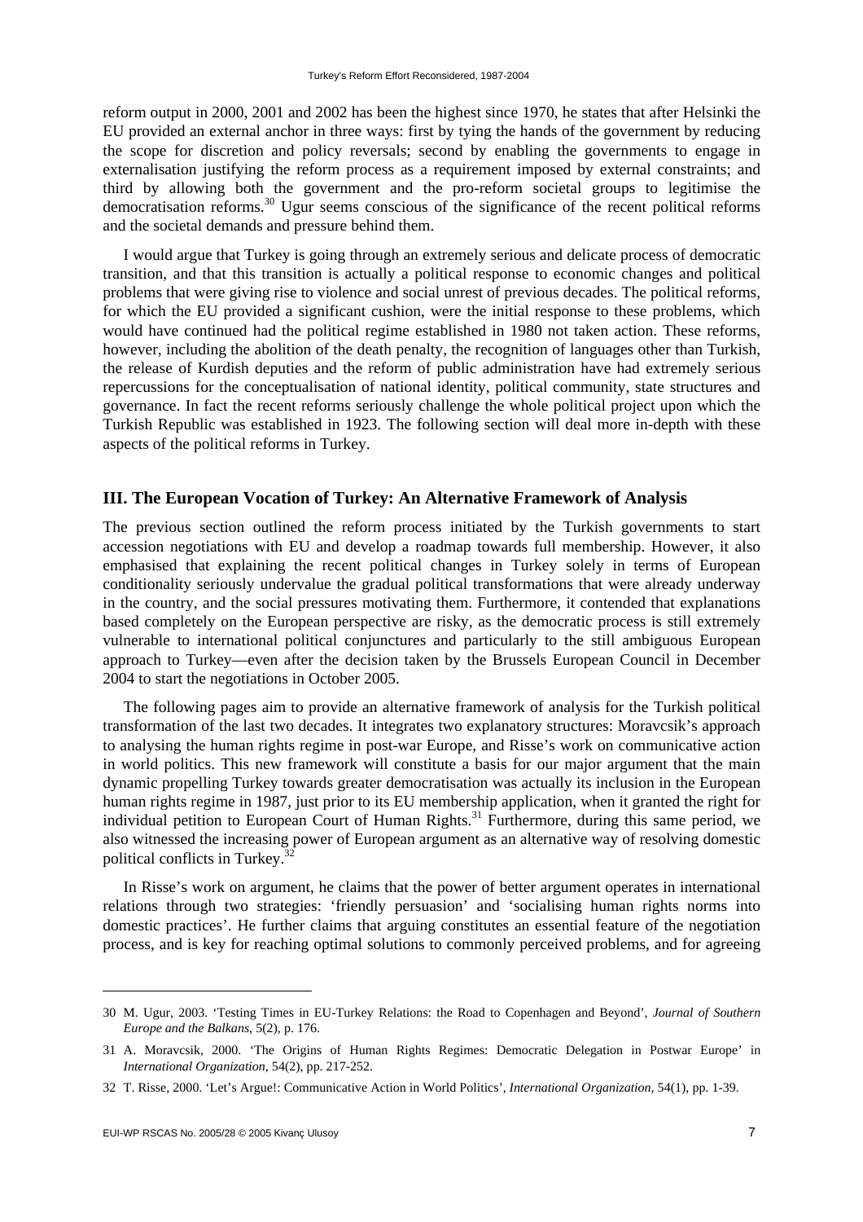reform output in 2000, 2001 and 2002 has been the highest since 1970, he states that after Helsinki the EU provided an external anchor in three ways: first by tying the hands of the government by reducing the scope for discretion and policy reversals; second by enabling the governments to engage in externalisation justifying the reform process as a requirement imposed by external constraints; and third by allowing both the government and the pro-reform societal groups to legitimise the democratisation reforms.[30] Ugur seems conscious of the significance of the recent political reforms and the societal demands and pressure behind them.

I would argue that Turkey is going through an extremely serious and delicate process of democratic transition, and that this transition is actually a political response to economic changes and political problems that were giving rise to violence and social unrest of previous decades. The political reforms, for which the EU provided a significant cushion, were the initial response to these problems, which would have continued had the political regime established in 1980 not taken action. These reforms, however, including the abolition of the death penalty, the recognition of languages other than Turkish, the release of Kurdish deputies and the reform of public administration have had extremely serious repercussions for the conceptualisation of national identity, political community, state structures and governance. In fact the recent reforms seriously challenge the whole political project upon which the Turkish Republic was established in 1923. The following section will deal more in-depth with these aspects of the political reforms in Turkey.

## III. The European Vocation of Turkey: An Alternative Framework of Analysis

The previous section outlined the reform process initiated by the Turkish governments to start accession negotiations with EU and develop a roadmap towards full membership. However, it also emphasised that explaining the recent political changes in Turkey solely in terms of European conditionality seriously undervalue the gradual political transformations that were already underway in the country, and the social pressures motivating them. Furthermore, it contended that explanations based completely on the European perspective are risky, as the democratic process is still extremely vulnerable to international political conjunctures and particularly to the still ambiguous European approach to Turkey—even after the decision taken by the Brussels European Council in December 2004 to start the negotiations in October 2005.

The following pages aim to provide an alternative framework of analysis for the Turkish political transformation of the last two decades. It integrates two explanatory structures: Moravcsik's approach to analysing the human rights regime in post-war Europe, and Risse's work on communicative action in world politics. This new framework will constitute a basis for our major argument that the main dynamic propelling Turkey towards greater democratisation was actually its inclusion in the European human rights regime in 1987, just prior to its EU membership application, when it granted the right for individual petition to European Court of Human Rights.[31] Furthermore, during this same period, we also witnessed the increasing power of European argument as an alternative way of resolving domestic political conflicts in Turkey.[32]

In Risse's work on argument, he claims that the power of better argument operates in international relations through two strategies: 'friendly persuasion' and 'socialising human rights norms into domestic practices'. He further claims that arguing constitutes an essential feature of the negotiation process, and is key for reaching optimal solutions to commonly perceived problems, and for agreeing

---

30 M. Ugur, 2003. 'Testing Times in EU-Turkey Relations: the Road to Copenhagen and Beyond', *Journal of Southern Europe and the Balkans*, 5(2), p. 176.

31 A. Moravcsik, 2000. 'The Origins of Human Rights Regimes: Democratic Delegation in Postwar Europe' in *International Organization*, 54(2), pp. 217-252.

32 T. Risse, 2000. 'Let's Argue!: Communicative Action in World Politics', *International Organization*, 54(1), pp. 1-39.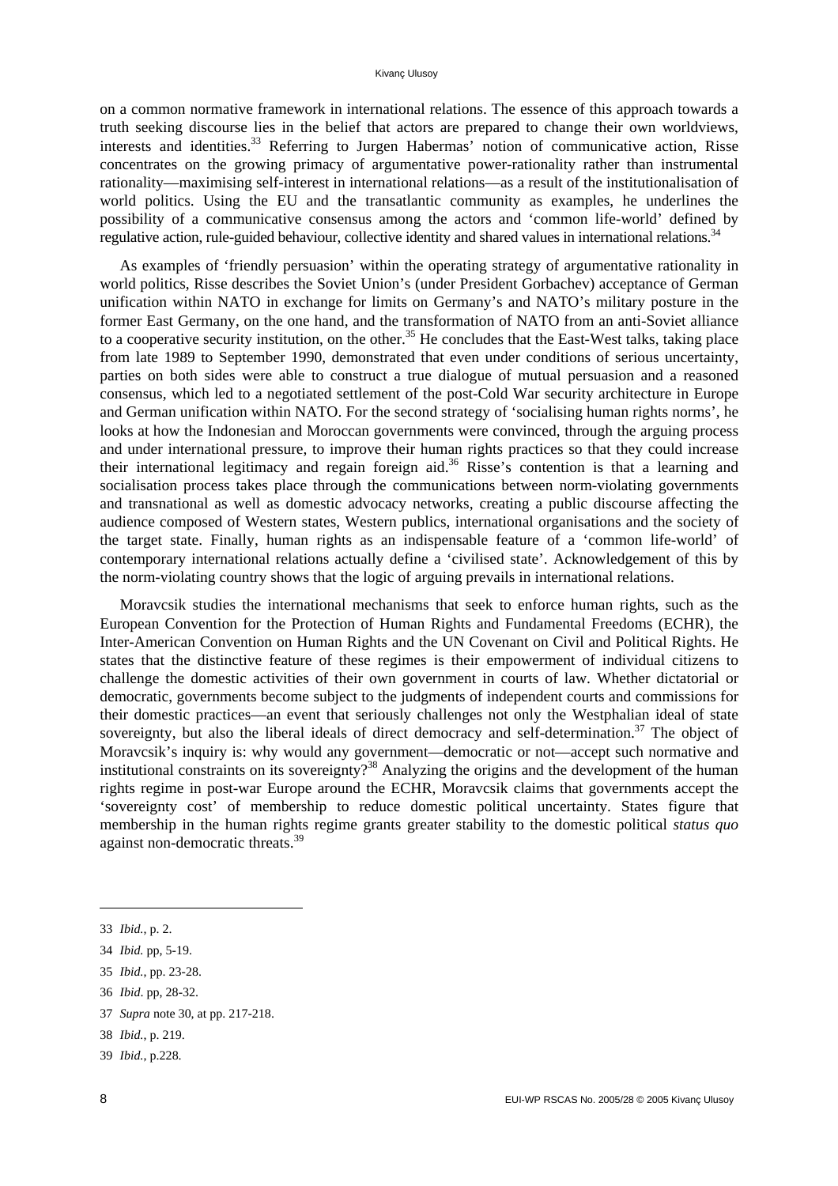on a common normative framework in international relations. The essence of this approach towards a truth seeking discourse lies in the belief that actors are prepared to change their own worldviews, interests and identities.[33] Referring to Jurgen Habermas' notion of communicative action, Risse concentrates on the growing primacy of argumentative power-rationality rather than instrumental rationality—maximising self-interest in international relations—as a result of the institutionalisation of world politics. Using the EU and the transatlantic community as examples, he underlines the possibility of a communicative consensus among the actors and 'common life-world' defined by regulative action, rule-guided behaviour, collective identity and shared values in international relations.[34]

As examples of 'friendly persuasion' within the operating strategy of argumentative rationality in world politics, Risse describes the Soviet Union's (under President Gorbachev) acceptance of German unification within NATO in exchange for limits on Germany's and NATO's military posture in the former East Germany, on the one hand, and the transformation of NATO from an anti-Soviet alliance to a cooperative security institution, on the other.[35] He concludes that the East-West talks, taking place from late 1989 to September 1990, demonstrated that even under conditions of serious uncertainty, parties on both sides were able to construct a true dialogue of mutual persuasion and a reasoned consensus, which led to a negotiated settlement of the post-Cold War security architecture in Europe and German unification within NATO. For the second strategy of 'socialising human rights norms', he looks at how the Indonesian and Moroccan governments were convinced, through the arguing process and under international pressure, to improve their human rights practices so that they could increase their international legitimacy and regain foreign aid.[36] Risse's contention is that a learning and socialisation process takes place through the communications between norm-violating governments and transnational as well as domestic advocacy networks, creating a public discourse affecting the audience composed of Western states, Western publics, international organisations and the society of the target state. Finally, human rights as an indispensable feature of a 'common life-world' of contemporary international relations actually define a 'civilised state'. Acknowledgement of this by the norm-violating country shows that the logic of arguing prevails in international relations.

Moravcsik studies the international mechanisms that seek to enforce human rights, such as the European Convention for the Protection of Human Rights and Fundamental Freedoms (ECHR), the Inter-American Convention on Human Rights and the UN Covenant on Civil and Political Rights. He states that the distinctive feature of these regimes is their empowerment of individual citizens to challenge the domestic activities of their own government in courts of law. Whether dictatorial or democratic, governments become subject to the judgments of independent courts and commissions for their domestic practices—an event that seriously challenges not only the Westphalian ideal of state sovereignty, but also the liberal ideals of direct democracy and self-determination.[37] The object of Moravcsik's inquiry is: why would any government—democratic or not—accept such normative and institutional constraints on its sovereignty?[38] Analyzing the origins and the development of the human rights regime in post-war Europe around the ECHR, Moravcsik claims that governments accept the 'sovereignty cost' of membership to reduce domestic political uncertainty. States figure that membership in the human rights regime grants greater stability to the domestic political *status quo* against non-democratic threats.[39]

---

33 *Ibid.*, p. 2.

34 *Ibid.* pp, 5-19.

35 *Ibid.*, pp. 23-28.

36 *Ibid*. pp, 28-32.

37 *Supra* note 30, at pp. 217-218.

38 *Ibid.*, p. 219.

39 *Ibid.*, p.228.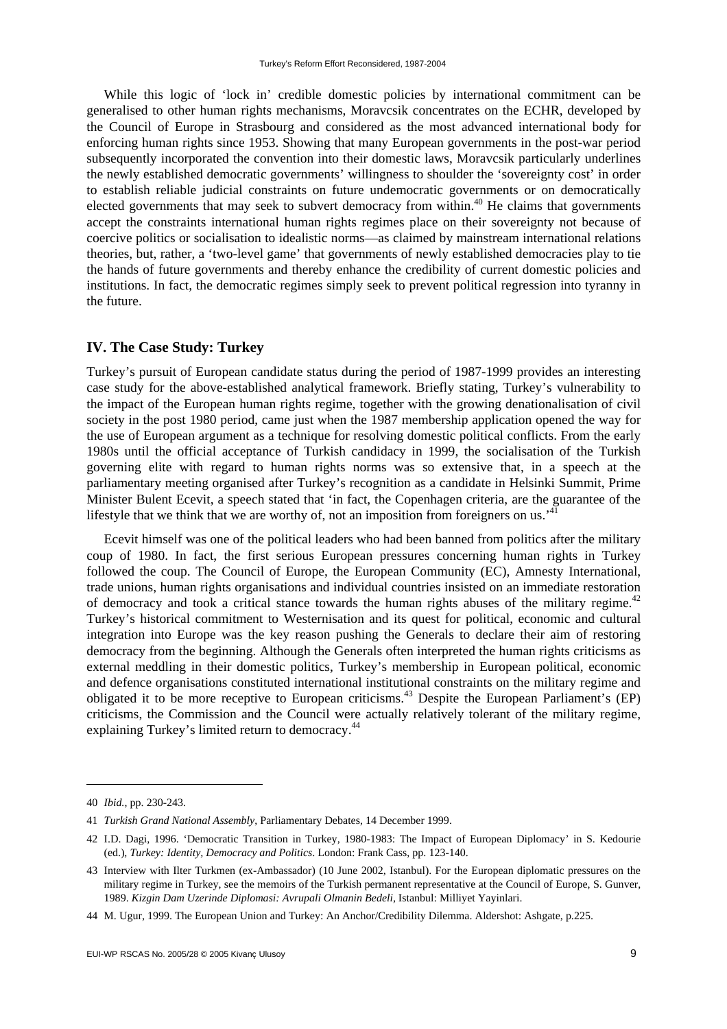While this logic of 'lock in' credible domestic policies by international commitment can be generalised to other human rights mechanisms, Moravcsik concentrates on the ECHR, developed by the Council of Europe in Strasbourg and considered as the most advanced international body for enforcing human rights since 1953. Showing that many European governments in the post-war period subsequently incorporated the convention into their domestic laws, Moravcsik particularly underlines the newly established democratic governments' willingness to shoulder the 'sovereignty cost' in order to establish reliable judicial constraints on future undemocratic governments or on democratically elected governments that may seek to subvert democracy from within.[40] He claims that governments accept the constraints international human rights regimes place on their sovereignty not because of coercive politics or socialisation to idealistic norms—as claimed by mainstream international relations theories, but, rather, a 'two-level game' that governments of newly established democracies play to tie the hands of future governments and thereby enhance the credibility of current domestic policies and institutions. In fact, the democratic regimes simply seek to prevent political regression into tyranny in the future.

## IV. The Case Study: Turkey

Turkey's pursuit of European candidate status during the period of 1987-1999 provides an interesting case study for the above-established analytical framework. Briefly stating, Turkey's vulnerability to the impact of the European human rights regime, together with the growing denationalisation of civil society in the post 1980 period, came just when the 1987 membership application opened the way for the use of European argument as a technique for resolving domestic political conflicts. From the early 1980s until the official acceptance of Turkish candidacy in 1999, the socialisation of the Turkish governing elite with regard to human rights norms was so extensive that, in a speech at the parliamentary meeting organised after Turkey's recognition as a candidate in Helsinki Summit, Prime Minister Bulent Ecevit, a speech stated that 'in fact, the Copenhagen criteria, are the guarantee of the lifestyle that we think that we are worthy of, not an imposition from foreigners on us.'[41]

Ecevit himself was one of the political leaders who had been banned from politics after the military coup of 1980. In fact, the first serious European pressures concerning human rights in Turkey followed the coup. The Council of Europe, the European Community (EC), Amnesty International, trade unions, human rights organisations and individual countries insisted on an immediate restoration of democracy and took a critical stance towards the human rights abuses of the military regime.[42] Turkey's historical commitment to Westernisation and its quest for political, economic and cultural integration into Europe was the key reason pushing the Generals to declare their aim of restoring democracy from the beginning. Although the Generals often interpreted the human rights criticisms as external meddling in their domestic politics, Turkey's membership in European political, economic and defence organisations constituted international institutional constraints on the military regime and obligated it to be more receptive to European criticisms.[43] Despite the European Parliament's (EP) criticisms, the Commission and the Council were actually relatively tolerant of the military regime, explaining Turkey's limited return to democracy.[44]

---

40 *Ibid.*, pp. 230-243.

41 *Turkish Grand National Assembly*, Parliamentary Debates, 14 December 1999.

42 I.D. Dagi, 1996. 'Democratic Transition in Turkey, 1980-1983: The Impact of European Diplomacy' in S. Kedourie (ed.), *Turkey: Identity, Democracy and Politics*. London: Frank Cass, pp. 123-140.

43 Interview with Ilter Turkmen (ex-Ambassador) (10 June 2002, Istanbul). For the European diplomatic pressures on the military regime in Turkey, see the memoirs of the Turkish permanent representative at the Council of Europe, S. Gunver, 1989. *Kizgin Dam Uzerinde Diplomasi: Avrupali Olmanin Bedeli*, Istanbul: Milliyet Yayinlari.

44 M. Ugur, 1999. The European Union and Turkey: An Anchor/Credibility Dilemma. Aldershot: Ashgate, p.225.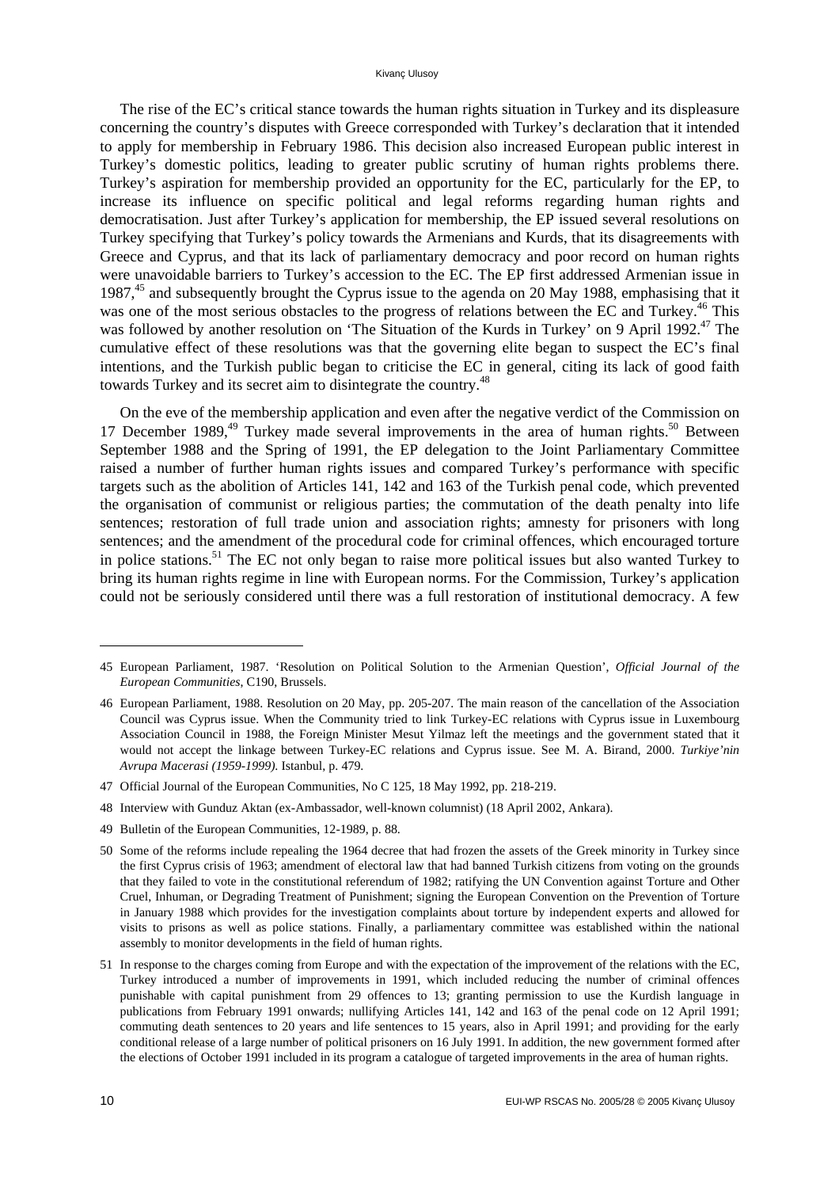The rise of the EC's critical stance towards the human rights situation in Turkey and its displeasure concerning the country's disputes with Greece corresponded with Turkey's declaration that it intended to apply for membership in February 1986. This decision also increased European public interest in Turkey's domestic politics, leading to greater public scrutiny of human rights problems there. Turkey's aspiration for membership provided an opportunity for the EC, particularly for the EP, to increase its influence on specific political and legal reforms regarding human rights and democratisation. Just after Turkey's application for membership, the EP issued several resolutions on Turkey specifying that Turkey's policy towards the Armenians and Kurds, that its disagreements with Greece and Cyprus, and that its lack of parliamentary democracy and poor record on human rights were unavoidable barriers to Turkey's accession to the EC. The EP first addressed Armenian issue in 1987,[45] and subsequently brought the Cyprus issue to the agenda on 20 May 1988, emphasising that it was one of the most serious obstacles to the progress of relations between the EC and Turkey.[46] This was followed by another resolution on 'The Situation of the Kurds in Turkey' on 9 April 1992.[47] The cumulative effect of these resolutions was that the governing elite began to suspect the EC's final intentions, and the Turkish public began to criticise the EC in general, citing its lack of good faith towards Turkey and its secret aim to disintegrate the country.[48]

On the eve of the membership application and even after the negative verdict of the Commission on 17 December 1989,[49] Turkey made several improvements in the area of human rights.[50] Between September 1988 and the Spring of 1991, the EP delegation to the Joint Parliamentary Committee raised a number of further human rights issues and compared Turkey's performance with specific targets such as the abolition of Articles 141, 142 and 163 of the Turkish penal code, which prevented the organisation of communist or religious parties; the commutation of the death penalty into life sentences; restoration of full trade union and association rights; amnesty for prisoners with long sentences; and the amendment of the procedural code for criminal offences, which encouraged torture in police stations.[51] The EC not only began to raise more political issues but also wanted Turkey to bring its human rights regime in line with European norms. For the Commission, Turkey's application could not be seriously considered until there was a full restoration of institutional democracy. A few

---

45 European Parliament, 1987. 'Resolution on Political Solution to the Armenian Question', *Official Journal of the European Communities*, C190, Brussels.

46 European Parliament, 1988. Resolution on 20 May, pp. 205-207. The main reason of the cancellation of the Association Council was Cyprus issue. When the Community tried to link Turkey-EC relations with Cyprus issue in Luxembourg Association Council in 1988, the Foreign Minister Mesut Yilmaz left the meetings and the government stated that it would not accept the linkage between Turkey-EC relations and Cyprus issue. See M. A. Birand, 2000. *Turkiye'nin Avrupa Macerasi (1959-1999)*. Istanbul, p. 479.

47 Official Journal of the European Communities, No C 125, 18 May 1992, pp. 218-219.

48 Interview with Gunduz Aktan (ex-Ambassador, well-known columnist) (18 April 2002, Ankara).

49 Bulletin of the European Communities, 12-1989, p. 88.

50 Some of the reforms include repealing the 1964 decree that had frozen the assets of the Greek minority in Turkey since the first Cyprus crisis of 1963; amendment of electoral law that had banned Turkish citizens from voting on the grounds that they failed to vote in the constitutional referendum of 1982; ratifying the UN Convention against Torture and Other Cruel, Inhuman, or Degrading Treatment of Punishment; signing the European Convention on the Prevention of Torture in January 1988 which provides for the investigation complaints about torture by independent experts and allowed for visits to prisons as well as police stations. Finally, a parliamentary committee was established within the national assembly to monitor developments in the field of human rights.

51 In response to the charges coming from Europe and with the expectation of the improvement of the relations with the EC, Turkey introduced a number of improvements in 1991, which included reducing the number of criminal offences punishable with capital punishment from 29 offences to 13; granting permission to use the Kurdish language in publications from February 1991 onwards; nullifying Articles 141, 142 and 163 of the penal code on 12 April 1991; commuting death sentences to 20 years and life sentences to 15 years, also in April 1991; and providing for the early conditional release of a large number of political prisoners on 16 July 1991. In addition, the new government formed after the elections of October 1991 included in its program a catalogue of targeted improvements in the area of human rights.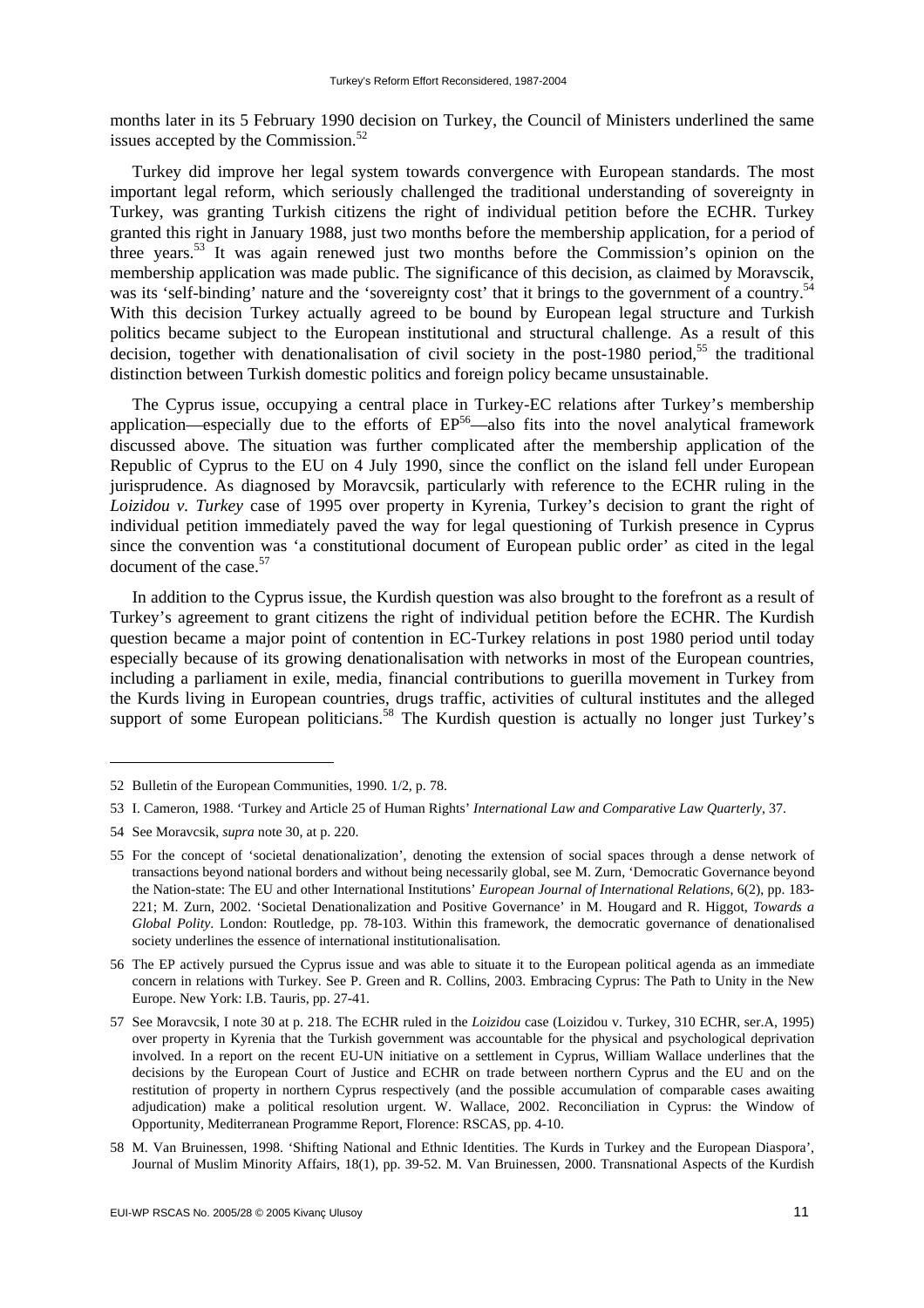months later in its 5 February 1990 decision on Turkey, the Council of Ministers underlined the same issues accepted by the Commission.[52]

Turkey did improve her legal system towards convergence with European standards. The most important legal reform, which seriously challenged the traditional understanding of sovereignty in Turkey, was granting Turkish citizens the right of individual petition before the ECHR. Turkey granted this right in January 1988, just two months before the membership application, for a period of three years.[53] It was again renewed just two months before the Commission's opinion on the membership application was made public. The significance of this decision, as claimed by Moravcsik, was its 'self-binding' nature and the 'sovereignty cost' that it brings to the government of a country.[54] With this decision Turkey actually agreed to be bound by European legal structure and Turkish politics became subject to the European institutional and structural challenge. As a result of this decision, together with denationalisation of civil society in the post-1980 period,[55] the traditional distinction between Turkish domestic politics and foreign policy became unsustainable.

The Cyprus issue, occupying a central place in Turkey-EC relations after Turkey's membership application—especially due to the efforts of EP[56]—also fits into the novel analytical framework discussed above. The situation was further complicated after the membership application of the Republic of Cyprus to the EU on 4 July 1990, since the conflict on the island fell under European jurisprudence. As diagnosed by Moravcsik, particularly with reference to the ECHR ruling in the *Loizidou v. Turkey* case of 1995 over property in Kyrenia, Turkey's decision to grant the right of individual petition immediately paved the way for legal questioning of Turkish presence in Cyprus since the convention was 'a constitutional document of European public order' as cited in the legal document of the case.[57]

In addition to the Cyprus issue, the Kurdish question was also brought to the forefront as a result of Turkey's agreement to grant citizens the right of individual petition before the ECHR. The Kurdish question became a major point of contention in EC-Turkey relations in post 1980 period until today especially because of its growing denationalisation with networks in most of the European countries, including a parliament in exile, media, financial contributions to guerilla movement in Turkey from the Kurds living in European countries, drugs traffic, activities of cultural institutes and the alleged support of some European politicians.[58] The Kurdish question is actually no longer just Turkey's

---

52 Bulletin of the European Communities, 1990. 1/2, p. 78.

53 I. Cameron, 1988. 'Turkey and Article 25 of Human Rights' *International Law and Comparative Law Quarterly*, 37.

54 See Moravcsik, *supra* note 30, at p. 220.

55 For the concept of 'societal denationalization', denoting the extension of social spaces through a dense network of transactions beyond national borders and without being necessarily global, see M. Zurn, 'Democratic Governance beyond the Nation-state: The EU and other International Institutions' *European Journal of International Relations*, 6(2), pp. 183-221; M. Zurn, 2002. 'Societal Denationalization and Positive Governance' in M. Hougard and R. Higgot, *Towards a Global Polity*. London: Routledge, pp. 78-103. Within this framework, the democratic governance of denationalised society underlines the essence of international institutionalisation.

56 The EP actively pursued the Cyprus issue and was able to situate it to the European political agenda as an immediate concern in relations with Turkey. See P. Green and R. Collins, 2003. Embracing Cyprus: The Path to Unity in the New Europe. New York: I.B. Tauris, pp. 27-41.

57 See Moravcsik, I note 30 at p. 218. The ECHR ruled in the *Loizidou* case (Loizidou v. Turkey, 310 ECHR, ser.A, 1995) over property in Kyrenia that the Turkish government was accountable for the physical and psychological deprivation involved. In a report on the recent EU-UN initiative on a settlement in Cyprus, William Wallace underlines that the decisions by the European Court of Justice and ECHR on trade between northern Cyprus and the EU and on the restitution of property in northern Cyprus respectively (and the possible accumulation of comparable cases awaiting adjudication) make a political resolution urgent. W. Wallace, 2002. Reconciliation in Cyprus: the Window of Opportunity, Mediterranean Programme Report, Florence: RSCAS, pp. 4-10.

58 M. Van Bruinessen, 1998. 'Shifting National and Ethnic Identities. The Kurds in Turkey and the European Diaspora', Journal of Muslim Minority Affairs, 18(1), pp. 39-52. M. Van Bruinessen, 2000. Transnational Aspects of the Kurdish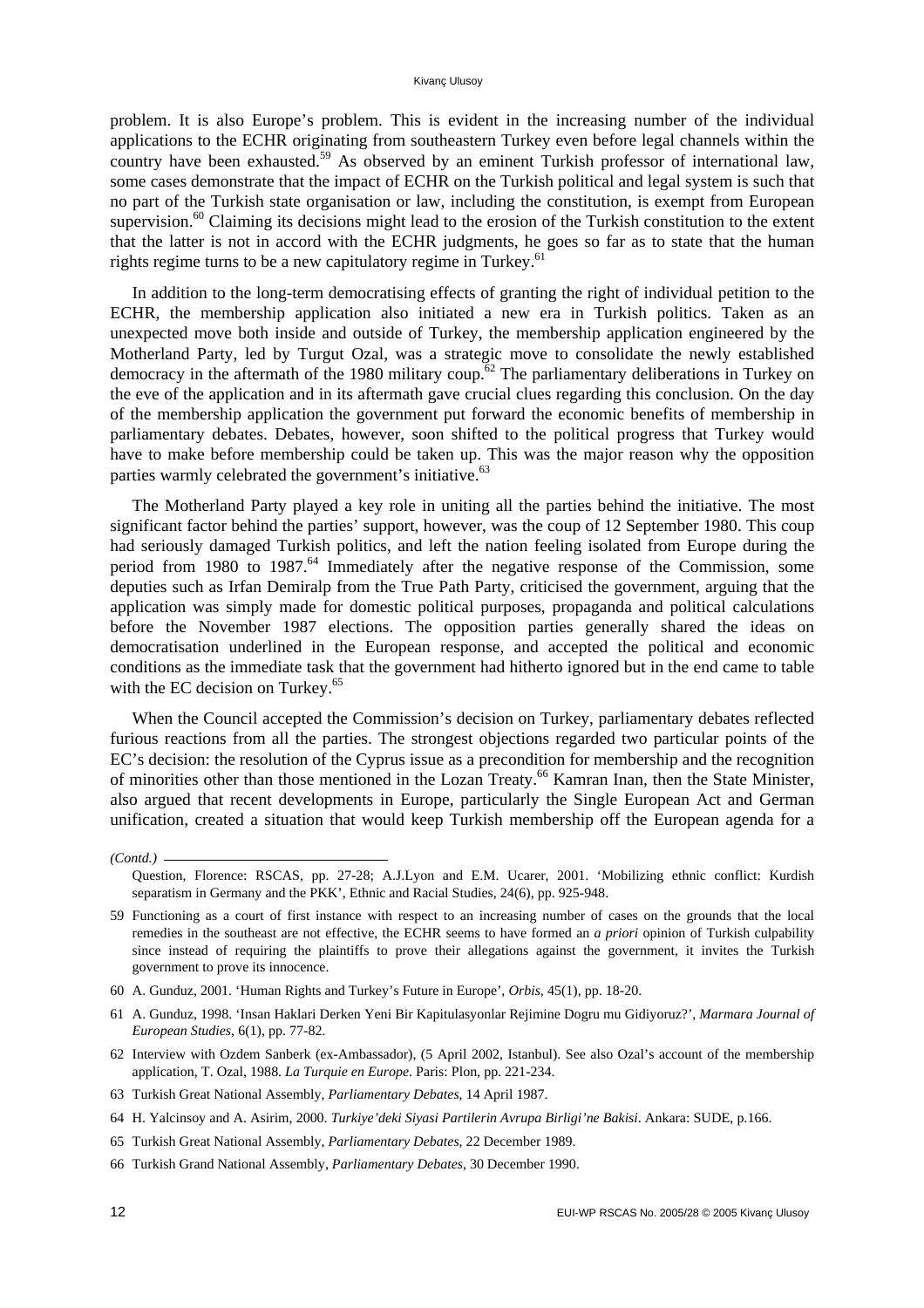problem. It is also Europe's problem. This is evident in the increasing number of the individual applications to the ECHR originating from southeastern Turkey even before legal channels within the country have been exhausted.[59] As observed by an eminent Turkish professor of international law, some cases demonstrate that the impact of ECHR on the Turkish political and legal system is such that no part of the Turkish state organisation or law, including the constitution, is exempt from European supervision.[60] Claiming its decisions might lead to the erosion of the Turkish constitution to the extent that the latter is not in accord with the ECHR judgments, he goes so far as to state that the human rights regime turns to be a new capitulatory regime in Turkey.[61]

In addition to the long-term democratising effects of granting the right of individual petition to the ECHR, the membership application also initiated a new era in Turkish politics. Taken as an unexpected move both inside and outside of Turkey, the membership application engineered by the Motherland Party, led by Turgut Ozal, was a strategic move to consolidate the newly established democracy in the aftermath of the 1980 military coup.[62] The parliamentary deliberations in Turkey on the eve of the application and in its aftermath gave crucial clues regarding this conclusion. On the day of the membership application the government put forward the economic benefits of membership in parliamentary debates. Debates, however, soon shifted to the political progress that Turkey would have to make before membership could be taken up. This was the major reason why the opposition parties warmly celebrated the government's initiative.[63]

The Motherland Party played a key role in uniting all the parties behind the initiative. The most significant factor behind the parties' support, however, was the coup of 12 September 1980. This coup had seriously damaged Turkish politics, and left the nation feeling isolated from Europe during the period from 1980 to 1987.[64] Immediately after the negative response of the Commission, some deputies such as Irfan Demiralp from the True Path Party, criticised the government, arguing that the application was simply made for domestic political purposes, propaganda and political calculations before the November 1987 elections. The opposition parties generally shared the ideas on democratisation underlined in the European response, and accepted the political and economic conditions as the immediate task that the government had hitherto ignored but in the end came to table with the EC decision on Turkey.[65]

When the Council accepted the Commission's decision on Turkey, parliamentary debates reflected furious reactions from all the parties. The strongest objections regarded two particular points of the EC's decision: the resolution of the Cyprus issue as a precondition for membership and the recognition of minorities other than those mentioned in the Lozan Treaty.[66] Kamran Inan, then the State Minister, also argued that recent developments in Europe, particularly the Single European Act and German unification, created a situation that would keep Turkish membership off the European agenda for a

*(Contd.)*

Question, Florence: RSCAS, pp. 27-28; A.J.Lyon and E.M. Ucarer, 2001. 'Mobilizing ethnic conflict: Kurdish separatism in Germany and the PKK', Ethnic and Racial Studies, 24(6), pp. 925-948.

59 Functioning as a court of first instance with respect to an increasing number of cases on the grounds that the local remedies in the southeast are not effective, the ECHR seems to have formed an *a priori* opinion of Turkish culpability since instead of requiring the plaintiffs to prove their allegations against the government, it invites the Turkish government to prove its innocence.

60 A. Gunduz, 2001. 'Human Rights and Turkey's Future in Europe', *Orbis*, 45(1), pp. 18-20.

61 A. Gunduz, 1998. 'Insan Haklari Derken Yeni Bir Kapitulasyonlar Rejimine Dogru mu Gidiyoruz?', *Marmara Journal of European Studies*, 6(1), pp. 77-82.

62 Interview with Ozdem Sanberk (ex-Ambassador), (5 April 2002, Istanbul). See also Ozal's account of the membership application, T. Ozal, 1988. *La Turquie en Europe*. Paris: Plon, pp. 221-234.

63 Turkish Great National Assembly, *Parliamentary Debates*, 14 April 1987.

64 H. Yalcinsoy and A. Asirim, 2000. *Turkiye'deki Siyasi Partilerin Avrupa Birligi'ne Bakisi*. Ankara: SUDE, p.166.

65 Turkish Great National Assembly, *Parliamentary Debates*, 22 December 1989.

66 Turkish Grand National Assembly, *Parliamentary Debates*, 30 December 1990.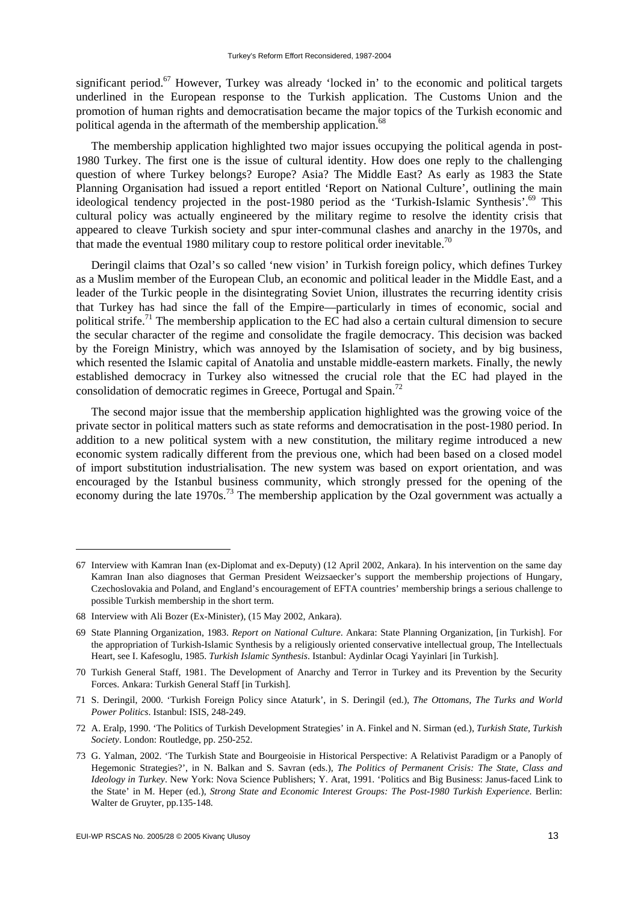significant period.[67] However, Turkey was already 'locked in' to the economic and political targets underlined in the European response to the Turkish application. The Customs Union and the promotion of human rights and democratisation became the major topics of the Turkish economic and political agenda in the aftermath of the membership application.[68]

The membership application highlighted two major issues occupying the political agenda in post-1980 Turkey. The first one is the issue of cultural identity. How does one reply to the challenging question of where Turkey belongs? Europe? Asia? The Middle East? As early as 1983 the State Planning Organisation had issued a report entitled 'Report on National Culture', outlining the main ideological tendency projected in the post-1980 period as the 'Turkish-Islamic Synthesis'.[69] This cultural policy was actually engineered by the military regime to resolve the identity crisis that appeared to cleave Turkish society and spur inter-communal clashes and anarchy in the 1970s, and that made the eventual 1980 military coup to restore political order inevitable.[70]

Deringil claims that Ozal's so called 'new vision' in Turkish foreign policy, which defines Turkey as a Muslim member of the European Club, an economic and political leader in the Middle East, and a leader of the Turkic people in the disintegrating Soviet Union, illustrates the recurring identity crisis that Turkey has had since the fall of the Empire—particularly in times of economic, social and political strife.[71] The membership application to the EC had also a certain cultural dimension to secure the secular character of the regime and consolidate the fragile democracy. This decision was backed by the Foreign Ministry, which was annoyed by the Islamisation of society, and by big business, which resented the Islamic capital of Anatolia and unstable middle-eastern markets. Finally, the newly established democracy in Turkey also witnessed the crucial role that the EC had played in the consolidation of democratic regimes in Greece, Portugal and Spain.[72]

The second major issue that the membership application highlighted was the growing voice of the private sector in political matters such as state reforms and democratisation in the post-1980 period. In addition to a new political system with a new constitution, the military regime introduced a new economic system radically different from the previous one, which had been based on a closed model of import substitution industrialisation. The new system was based on export orientation, and was encouraged by the Istanbul business community, which strongly pressed for the opening of the economy during the late 1970s.[73] The membership application by the Ozal government was actually a

---

67 Interview with Kamran Inan (ex-Diplomat and ex-Deputy) (12 April 2002, Ankara). In his intervention on the same day Kamran Inan also diagnoses that German President Weizsaecker's support the membership projections of Hungary, Czechoslovakia and Poland, and England's encouragement of EFTA countries' membership brings a serious challenge to possible Turkish membership in the short term.

68 Interview with Ali Bozer (Ex-Minister), (15 May 2002, Ankara).

69 State Planning Organization, 1983. *Report on National Culture*. Ankara: State Planning Organization, [in Turkish]. For the appropriation of Turkish-Islamic Synthesis by a religiously oriented conservative intellectual group, The Intellectuals Heart, see I. Kafesoglu, 1985. *Turkish Islamic Synthesis*. Istanbul: Aydinlar Ocagi Yayinlari [in Turkish].

70 Turkish General Staff, 1981. The Development of Anarchy and Terror in Turkey and its Prevention by the Security Forces. Ankara: Turkish General Staff [in Turkish].

71 S. Deringil, 2000. 'Turkish Foreign Policy since Ataturk', in S. Deringil (ed.), *The Ottomans, The Turks and World Power Politics*. Istanbul: ISIS, 248-249.

72 A. Eralp, 1990. 'The Politics of Turkish Development Strategies' in A. Finkel and N. Sirman (ed.), *Turkish State, Turkish Society*. London: Routledge, pp. 250-252.

73 G. Yalman, 2002. 'The Turkish State and Bourgeoisie in Historical Perspective: A Relativist Paradigm or a Panoply of Hegemonic Strategies?', in N. Balkan and S. Savran (eds.), *The Politics of Permanent Crisis: The State, Class and Ideology in Turkey*. New York: Nova Science Publishers; Y. Arat, 1991. 'Politics and Big Business: Janus-faced Link to the State' in M. Heper (ed.), *Strong State and Economic Interest Groups: The Post-1980 Turkish Experience*. Berlin: Walter de Gruyter, pp.135-148.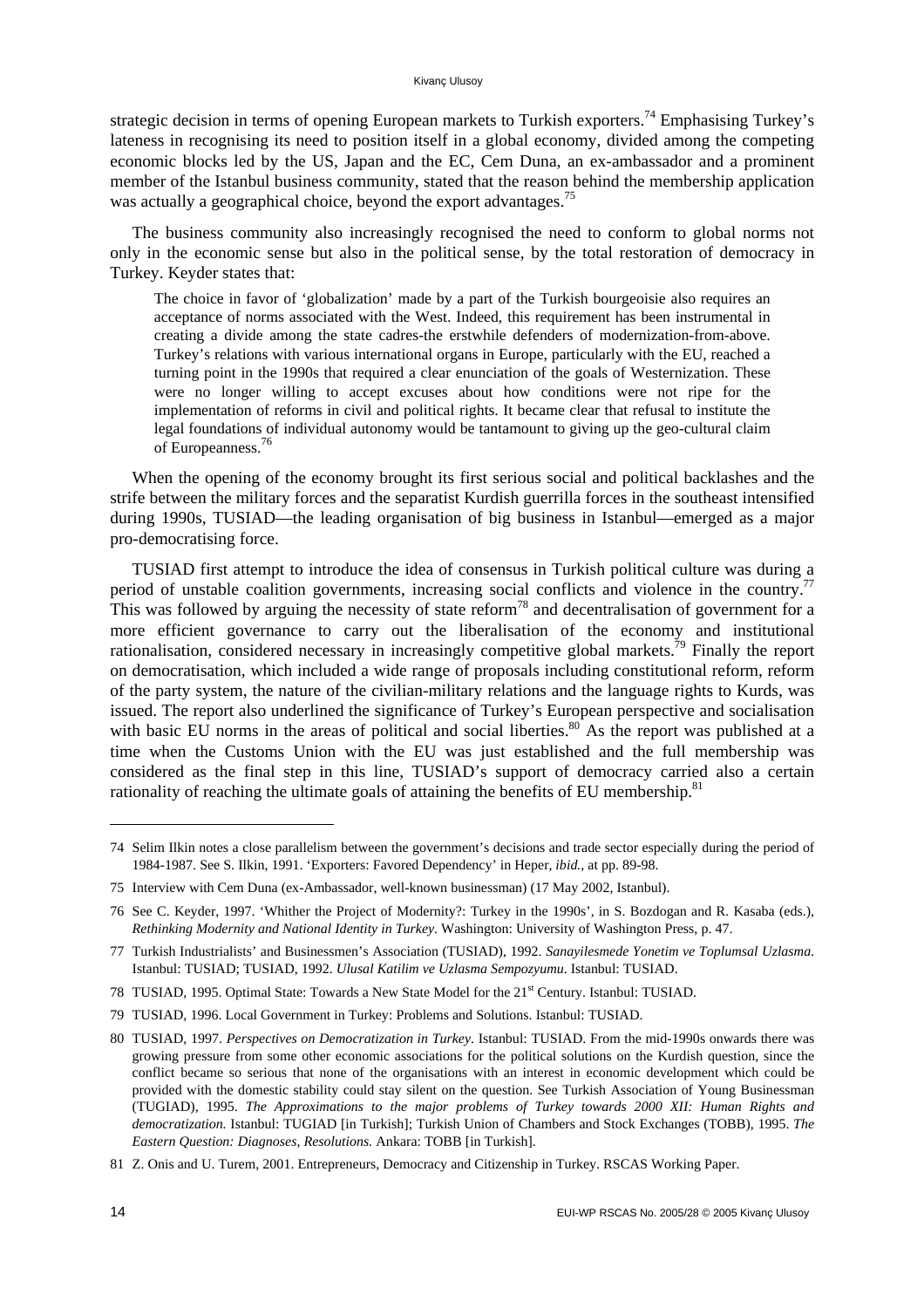strategic decision in terms of opening European markets to Turkish exporters.[74] Emphasising Turkey's lateness in recognising its need to position itself in a global economy, divided among the competing economic blocks led by the US, Japan and the EC, Cem Duna, an ex-ambassador and a prominent member of the Istanbul business community, stated that the reason behind the membership application was actually a geographical choice, beyond the export advantages.[75]

The business community also increasingly recognised the need to conform to global norms not only in the economic sense but also in the political sense, by the total restoration of democracy in Turkey. Keyder states that:

> The choice in favor of 'globalization' made by a part of the Turkish bourgeoisie also requires an acceptance of norms associated with the West. Indeed, this requirement has been instrumental in creating a divide among the state cadres-the erstwhile defenders of modernization-from-above. Turkey's relations with various international organs in Europe, particularly with the EU, reached a turning point in the 1990s that required a clear enunciation of the goals of Westernization. These were no longer willing to accept excuses about how conditions were not ripe for the implementation of reforms in civil and political rights. It became clear that refusal to institute the legal foundations of individual autonomy would be tantamount to giving up the geo-cultural claim of Europeanness.[76]

When the opening of the economy brought its first serious social and political backlashes and the strife between the military forces and the separatist Kurdish guerrilla forces in the southeast intensified during 1990s, TUSIAD—the leading organisation of big business in Istanbul—emerged as a major pro-democratising force.

TUSIAD first attempt to introduce the idea of consensus in Turkish political culture was during a period of unstable coalition governments, increasing social conflicts and violence in the country.[77] This was followed by arguing the necessity of state reform[78] and decentralisation of government for a more efficient governance to carry out the liberalisation of the economy and institutional rationalisation, considered necessary in increasingly competitive global markets.[79] Finally the report on democratisation, which included a wide range of proposals including constitutional reform, reform of the party system, the nature of the civilian-military relations and the language rights to Kurds, was issued. The report also underlined the significance of Turkey's European perspective and socialisation with basic EU norms in the areas of political and social liberties.[80] As the report was published at a time when the Customs Union with the EU was just established and the full membership was considered as the final step in this line, TUSIAD's support of democracy carried also a certain rationality of reaching the ultimate goals of attaining the benefits of EU membership.[81]

---

74 Selim Ilkin notes a close parallelism between the government's decisions and trade sector especially during the period of 1984-1987. See S. Ilkin, 1991. 'Exporters: Favored Dependency' in Heper, *ibid.*, at pp. 89-98.

75 Interview with Cem Duna (ex-Ambassador, well-known businessman) (17 May 2002, Istanbul).

76 See C. Keyder, 1997. 'Whither the Project of Modernity?: Turkey in the 1990s', in S. Bozdogan and R. Kasaba (eds.), *Rethinking Modernity and National Identity in Turkey*. Washington: University of Washington Press, p. 47.

77 Turkish Industrialists' and Businessmen's Association (TUSIAD), 1992. *Sanayilesmede Yonetim ve Toplumsal Uzlasma*. Istanbul: TUSIAD; TUSIAD, 1992. *Ulusal Katilim ve Uzlasma Sempozyumu*. Istanbul: TUSIAD.

78 TUSIAD, 1995. Optimal State: Towards a New State Model for the 21st Century. Istanbul: TUSIAD.

79 TUSIAD, 1996. Local Government in Turkey: Problems and Solutions. Istanbul: TUSIAD.

80 TUSIAD, 1997. *Perspectives on Democratization in Turkey*. Istanbul: TUSIAD. From the mid-1990s onwards there was growing pressure from some other economic associations for the political solutions on the Kurdish question, since the conflict became so serious that none of the organisations with an interest in economic development which could be provided with the domestic stability could stay silent on the question. See Turkish Association of Young Businessman (TUGIAD), 1995. *The Approximations to the major problems of Turkey towards 2000 XII: Human Rights and democratization.* Istanbul: TUGIAD [in Turkish]; Turkish Union of Chambers and Stock Exchanges (TOBB), 1995. *The Eastern Question: Diagnoses, Resolutions.* Ankara: TOBB [in Turkish].

81 Z. Onis and U. Turem, 2001. Entrepreneurs, Democracy and Citizenship in Turkey. RSCAS Working Paper.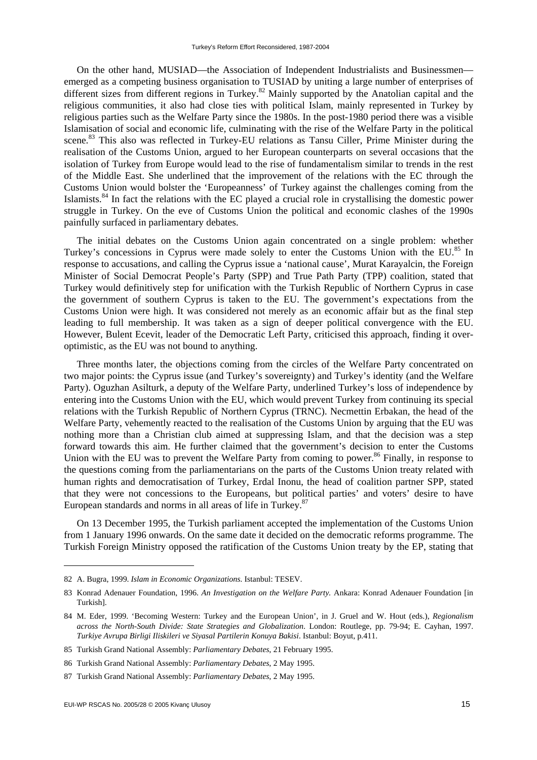On the other hand, MUSIAD—the Association of Independent Industrialists and Businessmen—emerged as a competing business organisation to TUSIAD by uniting a large number of enterprises of different sizes from different regions in Turkey.[82] Mainly supported by the Anatolian capital and the religious communities, it also had close ties with political Islam, mainly represented in Turkey by religious parties such as the Welfare Party since the 1980s. In the post-1980 period there was a visible Islamisation of social and economic life, culminating with the rise of the Welfare Party in the political scene.[83] This also was reflected in Turkey-EU relations as Tansu Ciller, Prime Minister during the realisation of the Customs Union, argued to her European counterparts on several occasions that the isolation of Turkey from Europe would lead to the rise of fundamentalism similar to trends in the rest of the Middle East. She underlined that the improvement of the relations with the EC through the Customs Union would bolster the 'Europeanness' of Turkey against the challenges coming from the Islamists.[84] In fact the relations with the EC played a crucial role in crystallising the domestic power struggle in Turkey. On the eve of Customs Union the political and economic clashes of the 1990s painfully surfaced in parliamentary debates.

The initial debates on the Customs Union again concentrated on a single problem: whether Turkey's concessions in Cyprus were made solely to enter the Customs Union with the EU.[85] In response to accusations, and calling the Cyprus issue a 'national cause', Murat Karayalcin, the Foreign Minister of Social Democrat People's Party (SPP) and True Path Party (TPP) coalition, stated that Turkey would definitively step for unification with the Turkish Republic of Northern Cyprus in case the government of southern Cyprus is taken to the EU. The government's expectations from the Customs Union were high. It was considered not merely as an economic affair but as the final step leading to full membership. It was taken as a sign of deeper political convergence with the EU. However, Bulent Ecevit, leader of the Democratic Left Party, criticised this approach, finding it over-optimistic, as the EU was not bound to anything.

Three months later, the objections coming from the circles of the Welfare Party concentrated on two major points: the Cyprus issue (and Turkey's sovereignty) and Turkey's identity (and the Welfare Party). Oguzhan Asilturk, a deputy of the Welfare Party, underlined Turkey's loss of independence by entering into the Customs Union with the EU, which would prevent Turkey from continuing its special relations with the Turkish Republic of Northern Cyprus (TRNC). Necmettin Erbakan, the head of the Welfare Party, vehemently reacted to the realisation of the Customs Union by arguing that the EU was nothing more than a Christian club aimed at suppressing Islam, and that the decision was a step forward towards this aim. He further claimed that the government's decision to enter the Customs Union with the EU was to prevent the Welfare Party from coming to power.[86] Finally, in response to the questions coming from the parliamentarians on the parts of the Customs Union treaty related with human rights and democratisation of Turkey, Erdal Inonu, the head of coalition partner SPP, stated that they were not concessions to the Europeans, but political parties' and voters' desire to have European standards and norms in all areas of life in Turkey.[87]

On 13 December 1995, the Turkish parliament accepted the implementation of the Customs Union from 1 January 1996 onwards. On the same date it decided on the democratic reforms programme. The Turkish Foreign Ministry opposed the ratification of the Customs Union treaty by the EP, stating that

---

82 A. Bugra, 1999. *Islam in Economic Organizations.* Istanbul: TESEV.

83 Konrad Adenauer Foundation, 1996. *An Investigation on the Welfare Party.* Ankara: Konrad Adenauer Foundation [in Turkish].

84 M. Eder, 1999. 'Becoming Western: Turkey and the European Union', in J. Gruel and W. Hout (eds.), *Regionalism across the North-South Divide: State Strategies and Globalization*. London: Routlege, pp. 79-94; E. Cayhan, 1997. *Turkiye Avrupa Birligi Iliskileri ve Siyasal Partilerin Konuya Bakisi*. Istanbul: Boyut, p.411.

85 Turkish Grand National Assembly: *Parliamentary Debates*, 21 February 1995.

86 Turkish Grand National Assembly: *Parliamentary Debates*, 2 May 1995.

87 Turkish Grand National Assembly: *Parliamentary Debates*, 2 May 1995.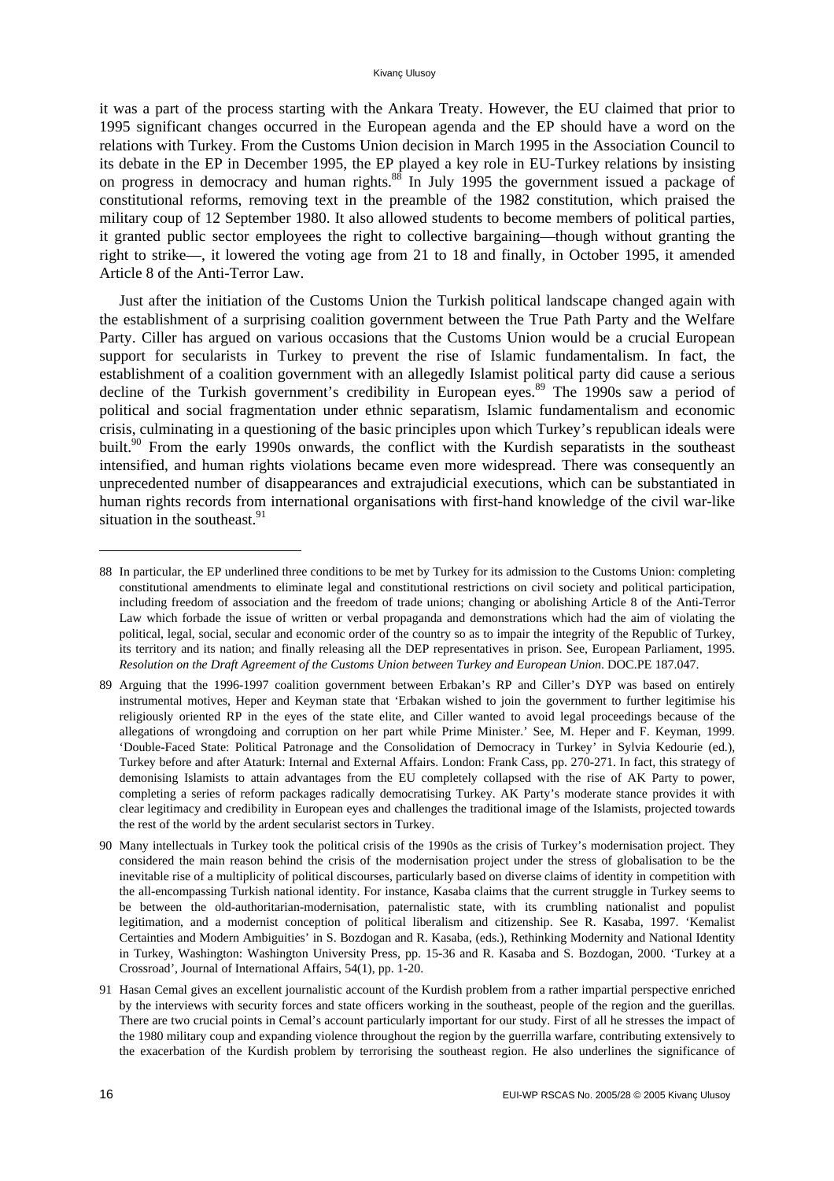it was a part of the process starting with the Ankara Treaty. However, the EU claimed that prior to 1995 significant changes occurred in the European agenda and the EP should have a word on the relations with Turkey. From the Customs Union decision in March 1995 in the Association Council to its debate in the EP in December 1995, the EP played a key role in EU-Turkey relations by insisting on progress in democracy and human rights.[88] In July 1995 the government issued a package of constitutional reforms, removing text in the preamble of the 1982 constitution, which praised the military coup of 12 September 1980. It also allowed students to become members of political parties, it granted public sector employees the right to collective bargaining—though without granting the right to strike—, it lowered the voting age from 21 to 18 and finally, in October 1995, it amended Article 8 of the Anti-Terror Law.

Just after the initiation of the Customs Union the Turkish political landscape changed again with the establishment of a surprising coalition government between the True Path Party and the Welfare Party. Ciller has argued on various occasions that the Customs Union would be a crucial European support for secularists in Turkey to prevent the rise of Islamic fundamentalism. In fact, the establishment of a coalition government with an allegedly Islamist political party did cause a serious decline of the Turkish government's credibility in European eyes.[89] The 1990s saw a period of political and social fragmentation under ethnic separatism, Islamic fundamentalism and economic crisis, culminating in a questioning of the basic principles upon which Turkey's republican ideals were built.[90] From the early 1990s onwards, the conflict with the Kurdish separatists in the southeast intensified, and human rights violations became even more widespread. There was consequently an unprecedented number of disappearances and extrajudicial executions, which can be substantiated in human rights records from international organisations with first-hand knowledge of the civil war-like situation in the southeast.[91]

---

88 In particular, the EP underlined three conditions to be met by Turkey for its admission to the Customs Union: completing constitutional amendments to eliminate legal and constitutional restrictions on civil society and political participation, including freedom of association and the freedom of trade unions; changing or abolishing Article 8 of the Anti-Terror Law which forbade the issue of written or verbal propaganda and demonstrations which had the aim of violating the political, legal, social, secular and economic order of the country so as to impair the integrity of the Republic of Turkey, its territory and its nation; and finally releasing all the DEP representatives in prison. See, European Parliament, 1995. *Resolution on the Draft Agreement of the Customs Union between Turkey and European Union*. DOC.PE 187.047.

89 Arguing that the 1996-1997 coalition government between Erbakan's RP and Ciller's DYP was based on entirely instrumental motives, Heper and Keyman state that 'Erbakan wished to join the government to further legitimise his religiously oriented RP in the eyes of the state elite, and Ciller wanted to avoid legal proceedings because of the allegations of wrongdoing and corruption on her part while Prime Minister.' See, M. Heper and F. Keyman, 1999. 'Double-Faced State: Political Patronage and the Consolidation of Democracy in Turkey' in Sylvia Kedourie (ed.), Turkey before and after Ataturk: Internal and External Affairs. London: Frank Cass, pp. 270-271. In fact, this strategy of demonising Islamists to attain advantages from the EU completely collapsed with the rise of AK Party to power, completing a series of reform packages radically democratising Turkey. AK Party's moderate stance provides it with clear legitimacy and credibility in European eyes and challenges the traditional image of the Islamists, projected towards the rest of the world by the ardent secularist sectors in Turkey.

90 Many intellectuals in Turkey took the political crisis of the 1990s as the crisis of Turkey's modernisation project. They considered the main reason behind the crisis of the modernisation project under the stress of globalisation to be the inevitable rise of a multiplicity of political discourses, particularly based on diverse claims of identity in competition with the all-encompassing Turkish national identity. For instance, Kasaba claims that the current struggle in Turkey seems to be between the old-authoritarian-modernisation, paternalistic state, with its crumbling nationalist and populist legitimation, and a modernist conception of political liberalism and citizenship. See R. Kasaba, 1997. 'Kemalist Certainties and Modern Ambiguities' in S. Bozdogan and R. Kasaba, (eds.), Rethinking Modernity and National Identity in Turkey, Washington: Washington University Press, pp. 15-36 and R. Kasaba and S. Bozdogan, 2000. 'Turkey at a Crossroad', Journal of International Affairs, 54(1), pp. 1-20.

91 Hasan Cemal gives an excellent journalistic account of the Kurdish problem from a rather impartial perspective enriched by the interviews with security forces and state officers working in the southeast, people of the region and the guerillas. There are two crucial points in Cemal's account particularly important for our study. First of all he stresses the impact of the 1980 military coup and expanding violence throughout the region by the guerrilla warfare, contributing extensively to the exacerbation of the Kurdish problem by terrorising the southeast region. He also underlines the significance of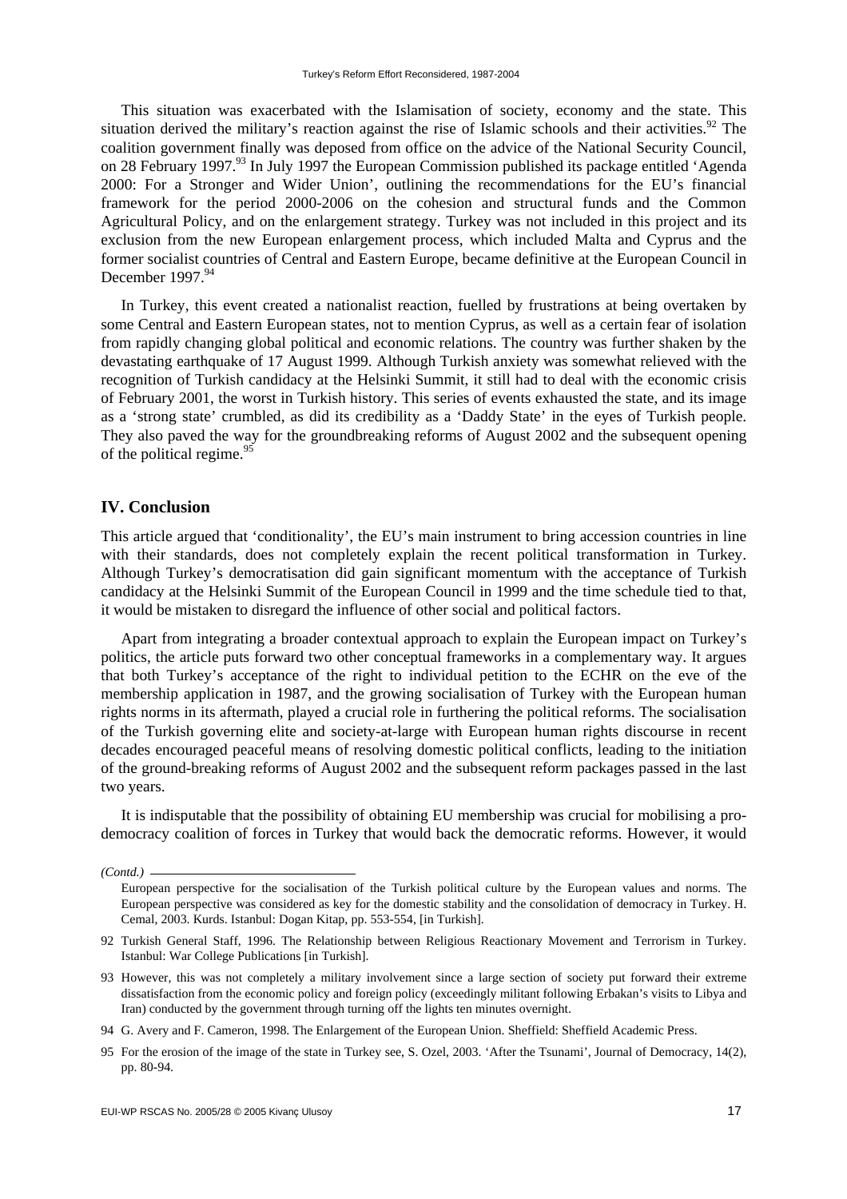This situation was exacerbated with the Islamisation of society, economy and the state. This situation derived the military's reaction against the rise of Islamic schools and their activities.[92] The coalition government finally was deposed from office on the advice of the National Security Council, on 28 February 1997.[93] In July 1997 the European Commission published its package entitled 'Agenda 2000: For a Stronger and Wider Union', outlining the recommendations for the EU's financial framework for the period 2000-2006 on the cohesion and structural funds and the Common Agricultural Policy, and on the enlargement strategy. Turkey was not included in this project and its exclusion from the new European enlargement process, which included Malta and Cyprus and the former socialist countries of Central and Eastern Europe, became definitive at the European Council in December 1997.[94]

In Turkey, this event created a nationalist reaction, fuelled by frustrations at being overtaken by some Central and Eastern European states, not to mention Cyprus, as well as a certain fear of isolation from rapidly changing global political and economic relations. The country was further shaken by the devastating earthquake of 17 August 1999. Although Turkish anxiety was somewhat relieved with the recognition of Turkish candidacy at the Helsinki Summit, it still had to deal with the economic crisis of February 2001, the worst in Turkish history. This series of events exhausted the state, and its image as a 'strong state' crumbled, as did its credibility as a 'Daddy State' in the eyes of Turkish people. They also paved the way for the groundbreaking reforms of August 2002 and the subsequent opening of the political regime.[95]

## IV. Conclusion

This article argued that 'conditionality', the EU's main instrument to bring accession countries in line with their standards, does not completely explain the recent political transformation in Turkey. Although Turkey's democratisation did gain significant momentum with the acceptance of Turkish candidacy at the Helsinki Summit of the European Council in 1999 and the time schedule tied to that, it would be mistaken to disregard the influence of other social and political factors.

Apart from integrating a broader contextual approach to explain the European impact on Turkey's politics, the article puts forward two other conceptual frameworks in a complementary way. It argues that both Turkey's acceptance of the right to individual petition to the ECHR on the eve of the membership application in 1987, and the growing socialisation of Turkey with the European human rights norms in its aftermath, played a crucial role in furthering the political reforms. The socialisation of the Turkish governing elite and society-at-large with European human rights discourse in recent decades encouraged peaceful means of resolving domestic political conflicts, leading to the initiation of the ground-breaking reforms of August 2002 and the subsequent reform packages passed in the last two years.

It is indisputable that the possibility of obtaining EU membership was crucial for mobilising a pro-democracy coalition of forces in Turkey that would back the democratic reforms. However, it would

---

*(Contd.)*

European perspective for the socialisation of the Turkish political culture by the European values and norms. The European perspective was considered as key for the domestic stability and the consolidation of democracy in Turkey. H. Cemal, 2003. Kurds. Istanbul: Dogan Kitap, pp. 553-554, [in Turkish].

92 Turkish General Staff, 1996. The Relationship between Religious Reactionary Movement and Terrorism in Turkey. Istanbul: War College Publications [in Turkish].

93 However, this was not completely a military involvement since a large section of society put forward their extreme dissatisfaction from the economic policy and foreign policy (exceedingly militant following Erbakan's visits to Libya and Iran) conducted by the government through turning off the lights ten minutes overnight.

94 G. Avery and F. Cameron, 1998. The Enlargement of the European Union. Sheffield: Sheffield Academic Press.

95 For the erosion of the image of the state in Turkey see, S. Ozel, 2003. 'After the Tsunami', Journal of Democracy, 14(2), pp. 80-94.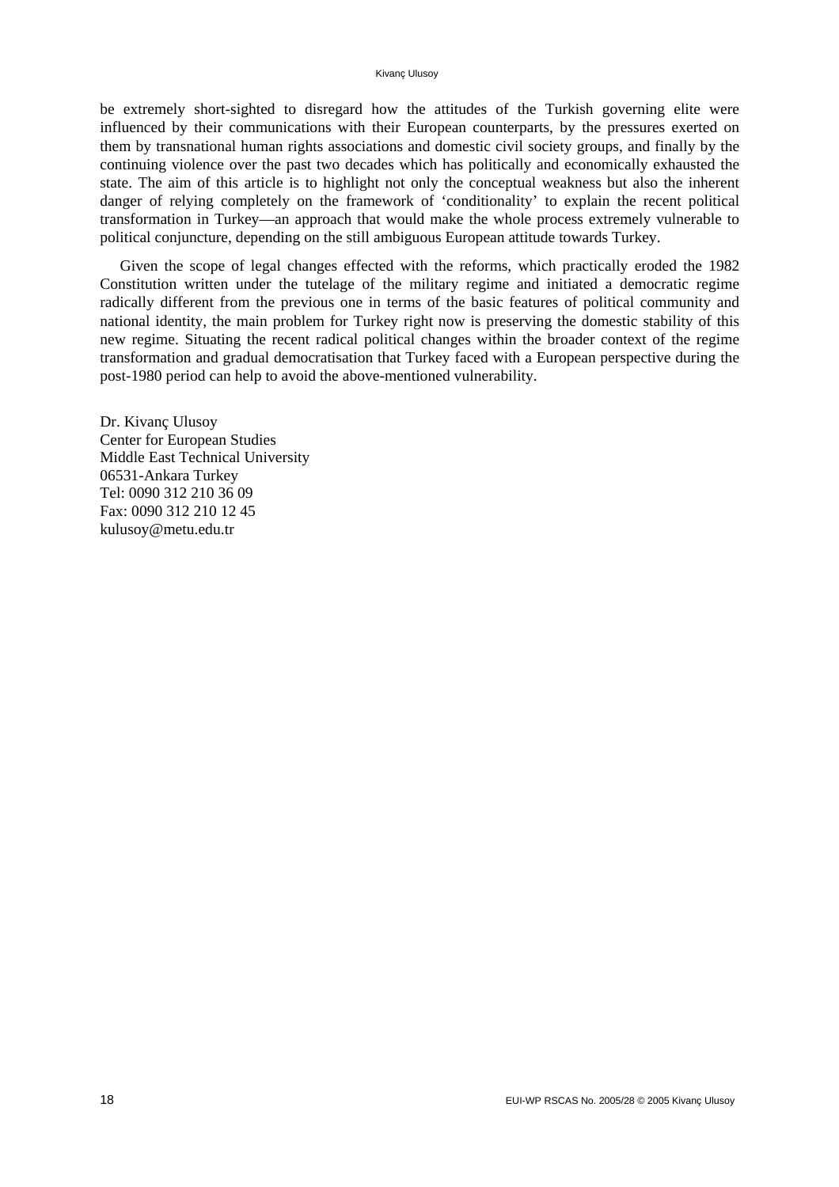be extremely short-sighted to disregard how the attitudes of the Turkish governing elite were influenced by their communications with their European counterparts, by the pressures exerted on them by transnational human rights associations and domestic civil society groups, and finally by the continuing violence over the past two decades which has politically and economically exhausted the state. The aim of this article is to highlight not only the conceptual weakness but also the inherent danger of relying completely on the framework of 'conditionality' to explain the recent political transformation in Turkey—an approach that would make the whole process extremely vulnerable to political conjuncture, depending on the still ambiguous European attitude towards Turkey.

Given the scope of legal changes effected with the reforms, which practically eroded the 1982 Constitution written under the tutelage of the military regime and initiated a democratic regime radically different from the previous one in terms of the basic features of political community and national identity, the main problem for Turkey right now is preserving the domestic stability of this new regime. Situating the recent radical political changes within the broader context of the regime transformation and gradual democratisation that Turkey faced with a European perspective during the post-1980 period can help to avoid the above-mentioned vulnerability.

Dr. Kivanç Ulusoy
Center for European Studies
Middle East Technical University
06531-Ankara Turkey
Tel: 0090 312 210 36 09
Fax: 0090 312 210 12 45
kulusoy@metu.edu.tr